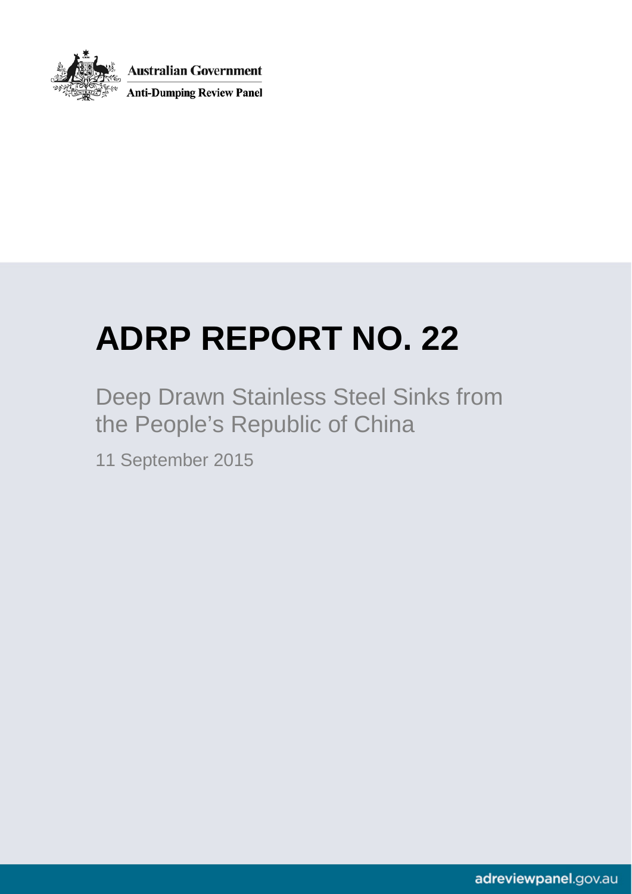Australian Government

Anti-Dumping Review Panel

# ADRP REPORT NO. 22

## Deep Drawn Stainless Steel Sinks from the People's Republic of China

11 September 2015

adreviewpanel.gov.au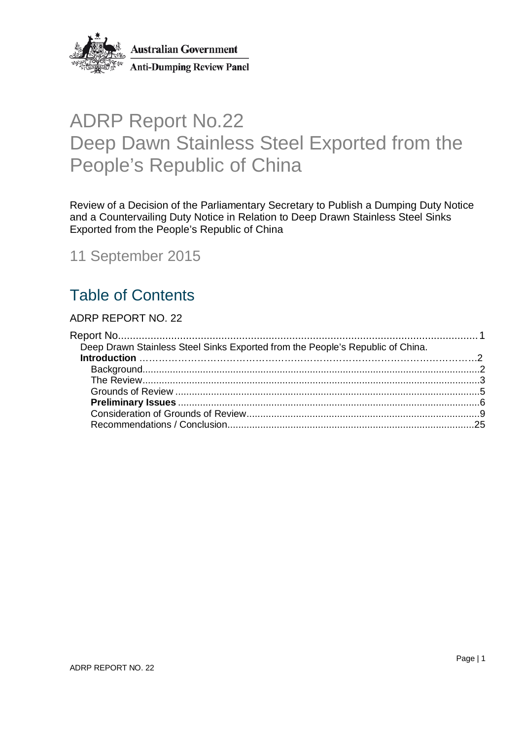Australian Government

Anti-Dumping Review Panel

# ADRP Report No.22
# Deep Dawn Stainless Steel Exported from the People's Republic of China

Review of a Decision of the Parliamentary Secretary to Publish a Dumping Duty Notice and a Countervailing Duty Notice in Relation to Deep Drawn Stainless Steel Sinks Exported from the People's Republic of China

11 September 2015

## Table of Contents

ADRP REPORT NO. 22

Report No....................................................................................................................1
- Deep Drawn Stainless Steel Sinks Exported from the People's Republic of China.
  - **Introduction** ……………………………………………………………………………………..2
    - Background...........................................................................................................2
    - The Review............................................................................................................3
    - Grounds of Review ...............................................................................................5
    - **Preliminary Issues** ...............................................................................................6
    - Consideration of Grounds of Review.....................................................................9
    - Recommendations / Conclusion..........................................................................25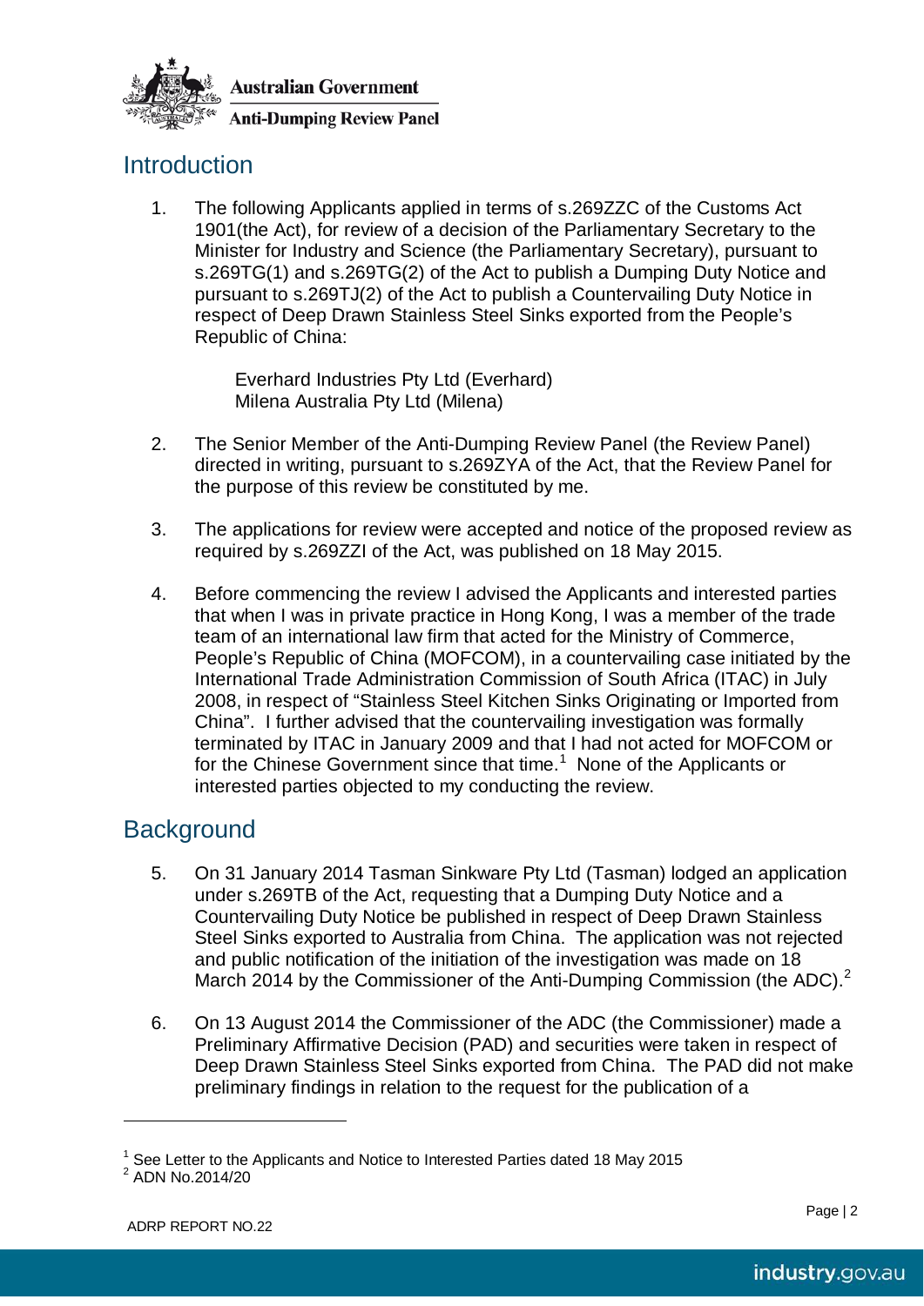## Introduction

1. The following Applicants applied in terms of s.269ZZC of the Customs Act 1901(the Act), for review of a decision of the Parliamentary Secretary to the Minister for Industry and Science (the Parliamentary Secretary), pursuant to s.269TG(1) and s.269TG(2) of the Act to publish a Dumping Duty Notice and pursuant to s.269TJ(2) of the Act to publish a Countervailing Duty Notice in respect of Deep Drawn Stainless Steel Sinks exported from the People's Republic of China:

   Everhard Industries Pty Ltd (Everhard)
   Milena Australia Pty Ltd (Milena)

2. The Senior Member of the Anti-Dumping Review Panel (the Review Panel) directed in writing, pursuant to s.269ZYA of the Act, that the Review Panel for the purpose of this review be constituted by me.

3. The applications for review were accepted and notice of the proposed review as required by s.269ZZI of the Act, was published on 18 May 2015.

4. Before commencing the review I advised the Applicants and interested parties that when I was in private practice in Hong Kong, I was a member of the trade team of an international law firm that acted for the Ministry of Commerce, People's Republic of China (MOFCOM), in a countervailing case initiated by the International Trade Administration Commission of South Africa (ITAC) in July 2008, in respect of "Stainless Steel Kitchen Sinks Originating or Imported from China". I further advised that the countervailing investigation was formally terminated by ITAC in January 2009 and that I had not acted for MOFCOM or for the Chinese Government since that time.[1] None of the Applicants or interested parties objected to my conducting the review.

## Background

5. On 31 January 2014 Tasman Sinkware Pty Ltd (Tasman) lodged an application under s.269TB of the Act, requesting that a Dumping Duty Notice and a Countervailing Duty Notice be published in respect of Deep Drawn Stainless Steel Sinks exported to Australia from China. The application was not rejected and public notification of the initiation of the investigation was made on 18 March 2014 by the Commissioner of the Anti-Dumping Commission (the ADC).[2]

6. On 13 August 2014 the Commissioner of the ADC (the Commissioner) made a Preliminary Affirmative Decision (PAD) and securities were taken in respect of Deep Drawn Stainless Steel Sinks exported from China. The PAD did not make preliminary findings in relation to the request for the publication of a

---

[1] See Letter to the Applicants and Notice to Interested Parties dated 18 May 2015

[2] ADN No.2014/20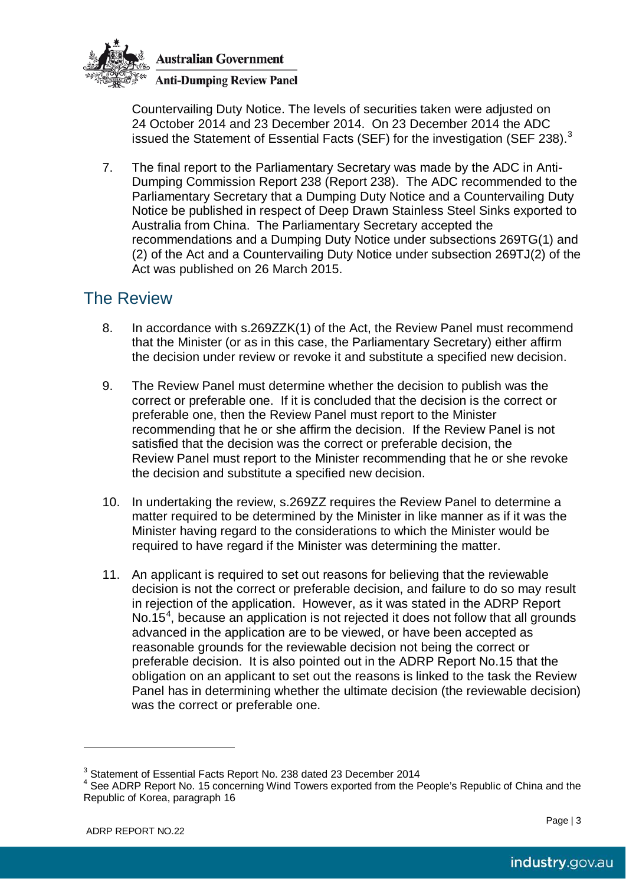Countervailing Duty Notice. The levels of securities taken were adjusted on 24 October 2014 and 23 December 2014. On 23 December 2014 the ADC issued the Statement of Essential Facts (SEF) for the investigation (SEF 238).[3]

7. The final report to the Parliamentary Secretary was made by the ADC in Anti-Dumping Commission Report 238 (Report 238). The ADC recommended to the Parliamentary Secretary that a Dumping Duty Notice and a Countervailing Duty Notice be published in respect of Deep Drawn Stainless Steel Sinks exported to Australia from China. The Parliamentary Secretary accepted the recommendations and a Dumping Duty Notice under subsections 269TG(1) and (2) of the Act and a Countervailing Duty Notice under subsection 269TJ(2) of the Act was published on 26 March 2015.

## The Review

8. In accordance with s.269ZZK(1) of the Act, the Review Panel must recommend that the Minister (or as in this case, the Parliamentary Secretary) either affirm the decision under review or revoke it and substitute a specified new decision.

9. The Review Panel must determine whether the decision to publish was the correct or preferable one. If it is concluded that the decision is the correct or preferable one, then the Review Panel must report to the Minister recommending that he or she affirm the decision. If the Review Panel is not satisfied that the decision was the correct or preferable decision, the Review Panel must report to the Minister recommending that he or she revoke the decision and substitute a specified new decision.

10. In undertaking the review, s.269ZZ requires the Review Panel to determine a matter required to be determined by the Minister in like manner as if it was the Minister having regard to the considerations to which the Minister would be required to have regard if the Minister was determining the matter.

11. An applicant is required to set out reasons for believing that the reviewable decision is not the correct or preferable decision, and failure to do so may result in rejection of the application. However, as it was stated in the ADRP Report No.15[4], because an application is not rejected it does not follow that all grounds advanced in the application are to be viewed, or have been accepted as reasonable grounds for the reviewable decision not being the correct or preferable decision. It is also pointed out in the ADRP Report No.15 that the obligation on an applicant to set out the reasons is linked to the task the Review Panel has in determining whether the ultimate decision (the reviewable decision) was the correct or preferable one.

---

[3] Statement of Essential Facts Report No. 238 dated 23 December 2014

[4] See ADRP Report No. 15 concerning Wind Towers exported from the People's Republic of China and the Republic of Korea, paragraph 16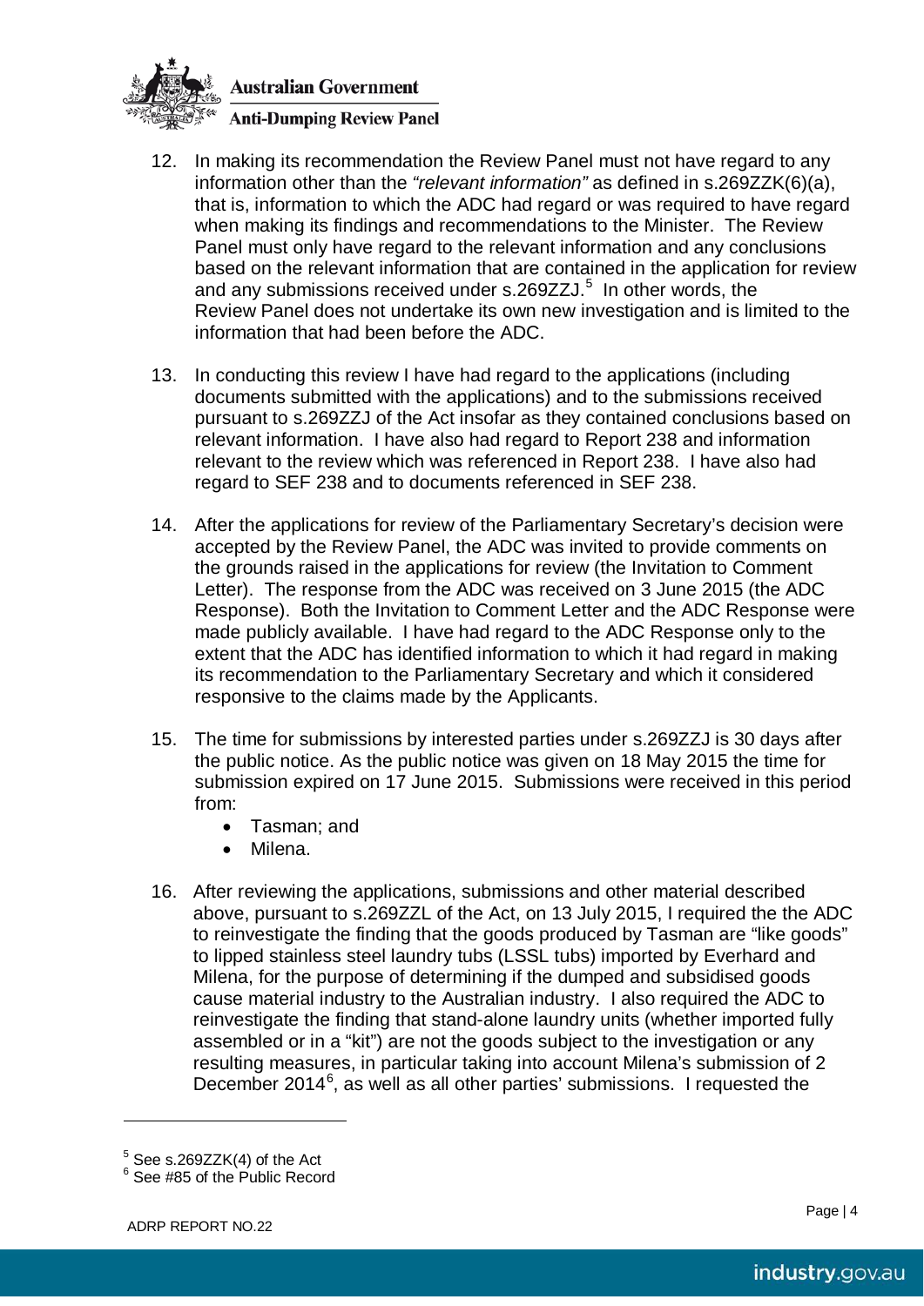12. In making its recommendation the Review Panel must not have regard to any information other than the *"relevant information"* as defined in s.269ZZK(6)(a), that is, information to which the ADC had regard or was required to have regard when making its findings and recommendations to the Minister. The Review Panel must only have regard to the relevant information and any conclusions based on the relevant information that are contained in the application for review and any submissions received under s.269ZZJ.[5] In other words, the Review Panel does not undertake its own new investigation and is limited to the information that had been before the ADC.

13. In conducting this review I have had regard to the applications (including documents submitted with the applications) and to the submissions received pursuant to s.269ZZJ of the Act insofar as they contained conclusions based on relevant information. I have also had regard to Report 238 and information relevant to the review which was referenced in Report 238. I have also had regard to SEF 238 and to documents referenced in SEF 238.

14. After the applications for review of the Parliamentary Secretary's decision were accepted by the Review Panel, the ADC was invited to provide comments on the grounds raised in the applications for review (the Invitation to Comment Letter). The response from the ADC was received on 3 June 2015 (the ADC Response). Both the Invitation to Comment Letter and the ADC Response were made publicly available. I have had regard to the ADC Response only to the extent that the ADC has identified information to which it had regard in making its recommendation to the Parliamentary Secretary and which it considered responsive to the claims made by the Applicants.

15. The time for submissions by interested parties under s.269ZZJ is 30 days after the public notice. As the public notice was given on 18 May 2015 the time for submission expired on 17 June 2015. Submissions were received in this period from:
    - Tasman; and
    - Milena.

16. After reviewing the applications, submissions and other material described above, pursuant to s.269ZZL of the Act, on 13 July 2015, I required the the ADC to reinvestigate the finding that the goods produced by Tasman are "like goods" to lipped stainless steel laundry tubs (LSSL tubs) imported by Everhard and Milena, for the purpose of determining if the dumped and subsidised goods cause material industry to the Australian industry. I also required the ADC to reinvestigate the finding that stand-alone laundry units (whether imported fully assembled or in a "kit") are not the goods subject to the investigation or any resulting measures, in particular taking into account Milena's submission of 2 December 2014[6], as well as all other parties' submissions. I requested the

[5] See s.269ZZK(4) of the Act
[6] See #85 of the Public Record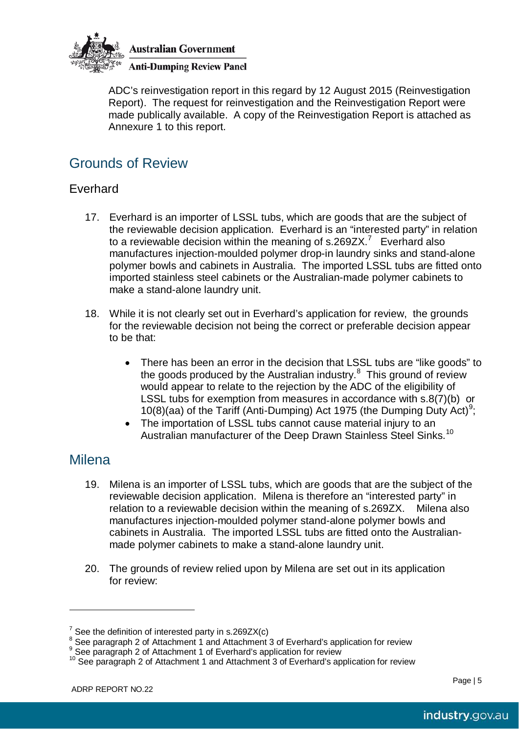ADC's reinvestigation report in this regard by 12 August 2015 (Reinvestigation Report). The request for reinvestigation and the Reinvestigation Report were made publically available. A copy of the Reinvestigation Report is attached as Annexure 1 to this report.

## Grounds of Review

### Everhard

17. Everhard is an importer of LSSL tubs, which are goods that are the subject of the reviewable decision application. Everhard is an "interested party" in relation to a reviewable decision within the meaning of s.269ZX.[7] Everhard also manufactures injection-moulded polymer drop-in laundry sinks and stand-alone polymer bowls and cabinets in Australia. The imported LSSL tubs are fitted onto imported stainless steel cabinets or the Australian-made polymer cabinets to make a stand-alone laundry unit.

18. While it is not clearly set out in Everhard's application for review, the grounds for the reviewable decision not being the correct or preferable decision appear to be that:

    - There has been an error in the decision that LSSL tubs are "like goods" to the goods produced by the Australian industry.[8] This ground of review would appear to relate to the rejection by the ADC of the eligibility of LSSL tubs for exemption from measures in accordance with s.8(7)(b) or 10(8)(aa) of the Tariff (Anti-Dumping) Act 1975 (the Dumping Duty Act)[9];
    - The importation of LSSL tubs cannot cause material injury to an Australian manufacturer of the Deep Drawn Stainless Steel Sinks.[10]

## Milena

19. Milena is an importer of LSSL tubs, which are goods that are the subject of the reviewable decision application. Milena is therefore an "interested party" in relation to a reviewable decision within the meaning of s.269ZX. Milena also manufactures injection-moulded polymer stand-alone polymer bowls and cabinets in Australia. The imported LSSL tubs are fitted onto the Australian-made polymer cabinets to make a stand-alone laundry unit.

20. The grounds of review relied upon by Milena are set out in its application for review:

---

[7] See the definition of interested party in s.269ZX(c)

[8] See paragraph 2 of Attachment 1 and Attachment 3 of Everhard's application for review

[9] See paragraph 2 of Attachment 1 of Everhard's application for review

[10] See paragraph 2 of Attachment 1 and Attachment 3 of Everhard's application for review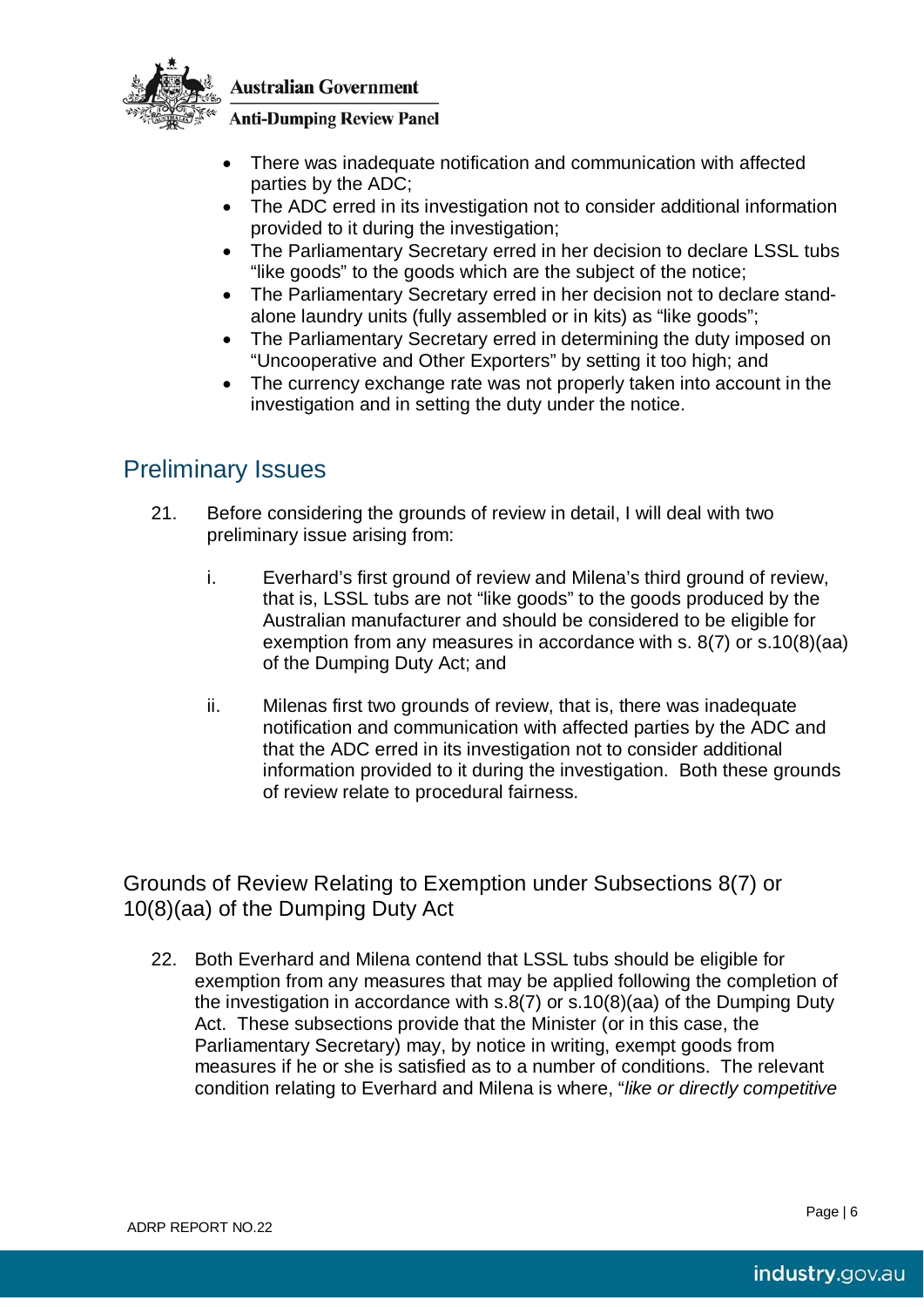- There was inadequate notification and communication with affected parties by the ADC;
- The ADC erred in its investigation not to consider additional information provided to it during the investigation;
- The Parliamentary Secretary erred in her decision to declare LSSL tubs "like goods" to the goods which are the subject of the notice;
- The Parliamentary Secretary erred in her decision not to declare stand-alone laundry units (fully assembled or in kits) as "like goods";
- The Parliamentary Secretary erred in determining the duty imposed on "Uncooperative and Other Exporters" by setting it too high; and
- The currency exchange rate was not properly taken into account in the investigation and in setting the duty under the notice.

## Preliminary Issues

21. Before considering the grounds of review in detail, I will deal with two preliminary issue arising from:

    i. Everhard's first ground of review and Milena's third ground of review, that is, LSSL tubs are not "like goods" to the goods produced by the Australian manufacturer and should be considered to be eligible for exemption from any measures in accordance with s. 8(7) or s.10(8)(aa) of the Dumping Duty Act; and

    ii. Milenas first two grounds of review, that is, there was inadequate notification and communication with affected parties by the ADC and that the ADC erred in its investigation not to consider additional information provided to it during the investigation. Both these grounds of review relate to procedural fairness.

### Grounds of Review Relating to Exemption under Subsections 8(7) or 10(8)(aa) of the Dumping Duty Act

22. Both Everhard and Milena contend that LSSL tubs should be eligible for exemption from any measures that may be applied following the completion of the investigation in accordance with s.8(7) or s.10(8)(aa) of the Dumping Duty Act. These subsections provide that the Minister (or in this case, the Parliamentary Secretary) may, by notice in writing, exempt goods from measures if he or she is satisfied as to a number of conditions. The relevant condition relating to Everhard and Milena is where, "*like or directly competitive*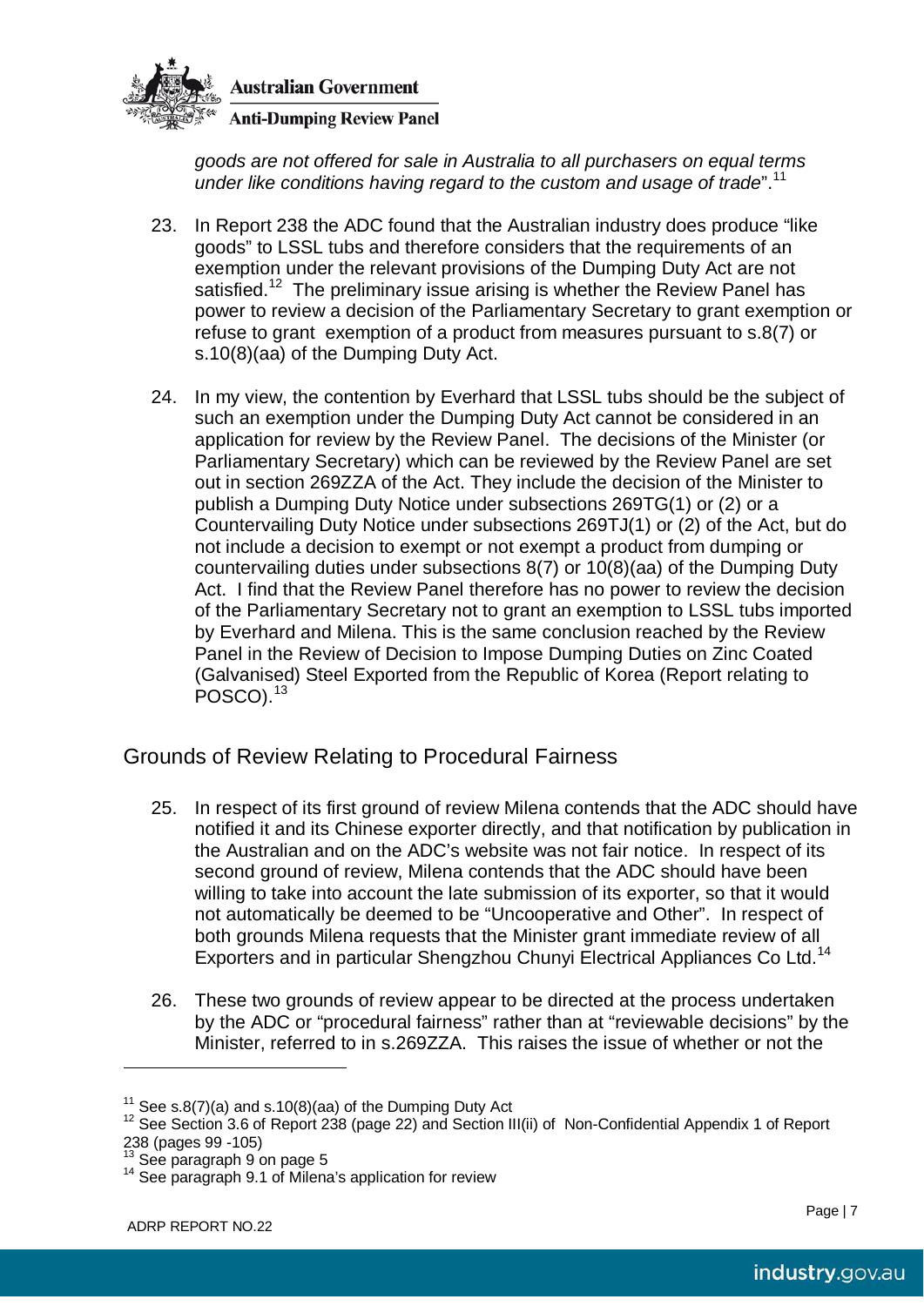*goods are not offered for sale in Australia to all purchasers on equal terms under like conditions having regard to the custom and usage of trade*".[11]

23. In Report 238 the ADC found that the Australian industry does produce "like goods" to LSSL tubs and therefore considers that the requirements of an exemption under the relevant provisions of the Dumping Duty Act are not satisfied.[12] The preliminary issue arising is whether the Review Panel has power to review a decision of the Parliamentary Secretary to grant exemption or refuse to grant exemption of a product from measures pursuant to s.8(7) or s.10(8)(aa) of the Dumping Duty Act.

24. In my view, the contention by Everhard that LSSL tubs should be the subject of such an exemption under the Dumping Duty Act cannot be considered in an application for review by the Review Panel. The decisions of the Minister (or Parliamentary Secretary) which can be reviewed by the Review Panel are set out in section 269ZZA of the Act. They include the decision of the Minister to publish a Dumping Duty Notice under subsections 269TG(1) or (2) or a Countervailing Duty Notice under subsections 269TJ(1) or (2) of the Act, but do not include a decision to exempt or not exempt a product from dumping or countervailing duties under subsections 8(7) or 10(8)(aa) of the Dumping Duty Act. I find that the Review Panel therefore has no power to review the decision of the Parliamentary Secretary not to grant an exemption to LSSL tubs imported by Everhard and Milena. This is the same conclusion reached by the Review Panel in the Review of Decision to Impose Dumping Duties on Zinc Coated (Galvanised) Steel Exported from the Republic of Korea (Report relating to POSCO).[13]

## Grounds of Review Relating to Procedural Fairness

25. In respect of its first ground of review Milena contends that the ADC should have notified it and its Chinese exporter directly, and that notification by publication in the Australian and on the ADC's website was not fair notice. In respect of its second ground of review, Milena contends that the ADC should have been willing to take into account the late submission of its exporter, so that it would not automatically be deemed to be "Uncooperative and Other". In respect of both grounds Milena requests that the Minister grant immediate review of all Exporters and in particular Shengzhou Chunyi Electrical Appliances Co Ltd.[14]

26. These two grounds of review appear to be directed at the process undertaken by the ADC or "procedural fairness" rather than at "reviewable decisions" by the Minister, referred to in s.269ZZA. This raises the issue of whether or not the

---

[11] See s.8(7)(a) and s.10(8)(aa) of the Dumping Duty Act

[12] See Section 3.6 of Report 238 (page 22) and Section III(ii) of Non-Confidential Appendix 1 of Report 238 (pages 99 -105)

[13] See paragraph 9 on page 5

[14] See paragraph 9.1 of Milena's application for review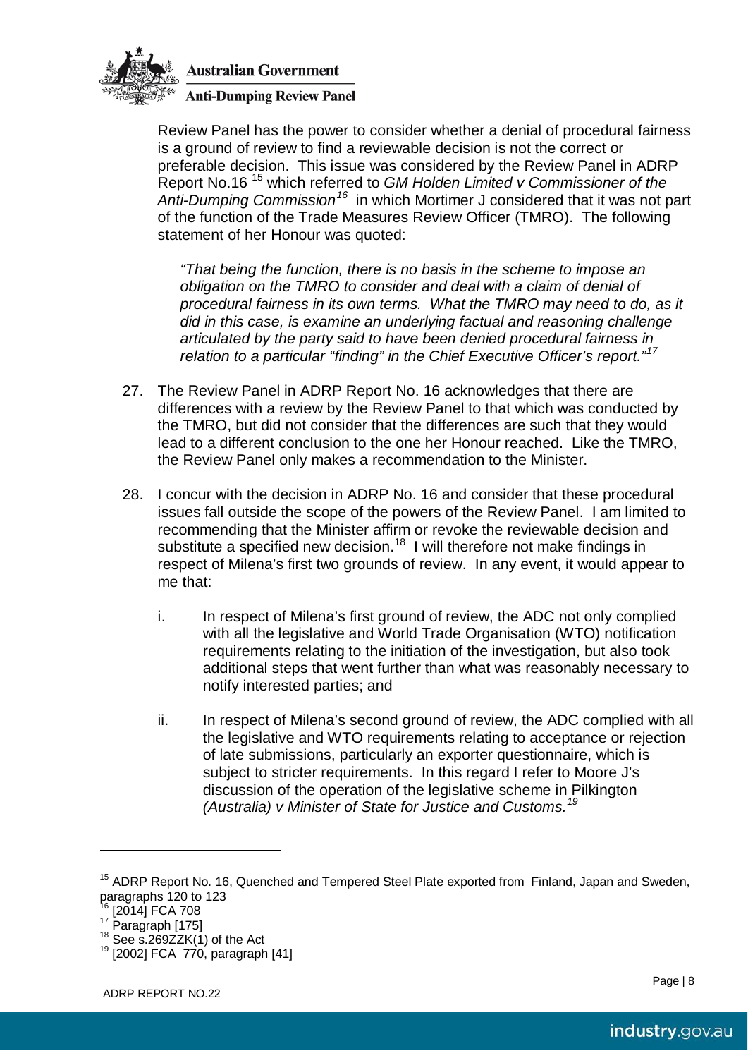Review Panel has the power to consider whether a denial of procedural fairness is a ground of review to find a reviewable decision is not the correct or preferable decision. This issue was considered by the Review Panel in ADRP Report No.16 [15] which referred to *GM Holden Limited v Commissioner of the Anti-Dumping Commission*[16] in which Mortimer J considered that it was not part of the function of the Trade Measures Review Officer (TMRO). The following statement of her Honour was quoted:

> *"That being the function, there is no basis in the scheme to impose an obligation on the TMRO to consider and deal with a claim of denial of procedural fairness in its own terms. What the TMRO may need to do, as it did in this case, is examine an underlying factual and reasoning challenge articulated by the party said to have been denied procedural fairness in relation to a particular "finding" in the Chief Executive Officer's report."*[17]

27. The Review Panel in ADRP Report No. 16 acknowledges that there are differences with a review by the Review Panel to that which was conducted by the TMRO, but did not consider that the differences are such that they would lead to a different conclusion to the one her Honour reached. Like the TMRO, the Review Panel only makes a recommendation to the Minister.

28. I concur with the decision in ADRP No. 16 and consider that these procedural issues fall outside the scope of the powers of the Review Panel. I am limited to recommending that the Minister affirm or revoke the reviewable decision and substitute a specified new decision.[18] I will therefore not make findings in respect of Milena's first two grounds of review. In any event, it would appear to me that:

    i. In respect of Milena's first ground of review, the ADC not only complied with all the legislative and World Trade Organisation (WTO) notification requirements relating to the initiation of the investigation, but also took additional steps that went further than what was reasonably necessary to notify interested parties; and

    ii. In respect of Milena's second ground of review, the ADC complied with all the legislative and WTO requirements relating to acceptance or rejection of late submissions, particularly an exporter questionnaire, which is subject to stricter requirements. In this regard I refer to Moore J's discussion of the operation of the legislative scheme in Pilkington *(Australia) v Minister of State for Justice and Customs.*[19]

---

[15] ADRP Report No. 16, Quenched and Tempered Steel Plate exported from Finland, Japan and Sweden, paragraphs 120 to 123

[16] [2014] FCA 708

[17] Paragraph [175]

[18] See s.269ZZK(1) of the Act

[19] [2002] FCA 770, paragraph [41]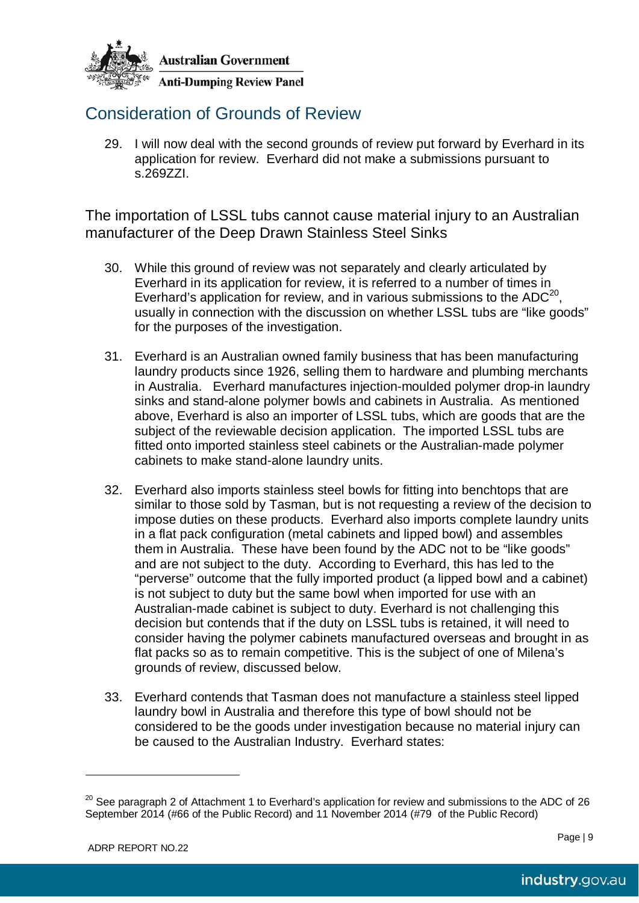## Consideration of Grounds of Review

29. I will now deal with the second grounds of review put forward by Everhard in its application for review. Everhard did not make a submissions pursuant to s.269ZZI.

### The importation of LSSL tubs cannot cause material injury to an Australian manufacturer of the Deep Drawn Stainless Steel Sinks

30. While this ground of review was not separately and clearly articulated by Everhard in its application for review, it is referred to a number of times in Everhard's application for review, and in various submissions to the ADC[20], usually in connection with the discussion on whether LSSL tubs are "like goods" for the purposes of the investigation.

31. Everhard is an Australian owned family business that has been manufacturing laundry products since 1926, selling them to hardware and plumbing merchants in Australia. Everhard manufactures injection-moulded polymer drop-in laundry sinks and stand-alone polymer bowls and cabinets in Australia. As mentioned above, Everhard is also an importer of LSSL tubs, which are goods that are the subject of the reviewable decision application. The imported LSSL tubs are fitted onto imported stainless steel cabinets or the Australian-made polymer cabinets to make stand-alone laundry units.

32. Everhard also imports stainless steel bowls for fitting into benchtops that are similar to those sold by Tasman, but is not requesting a review of the decision to impose duties on these products. Everhard also imports complete laundry units in a flat pack configuration (metal cabinets and lipped bowl) and assembles them in Australia. These have been found by the ADC not to be "like goods" and are not subject to the duty. According to Everhard, this has led to the "perverse" outcome that the fully imported product (a lipped bowl and a cabinet) is not subject to duty but the same bowl when imported for use with an Australian-made cabinet is subject to duty. Everhard is not challenging this decision but contends that if the duty on LSSL tubs is retained, it will need to consider having the polymer cabinets manufactured overseas and brought in as flat packs so as to remain competitive. This is the subject of one of Milena's grounds of review, discussed below.

33. Everhard contends that Tasman does not manufacture a stainless steel lipped laundry bowl in Australia and therefore this type of bowl should not be considered to be the goods under investigation because no material injury can be caused to the Australian Industry. Everhard states:

---

[20] See paragraph 2 of Attachment 1 to Everhard's application for review and submissions to the ADC of 26 September 2014 (#66 of the Public Record) and 11 November 2014 (#79 of the Public Record)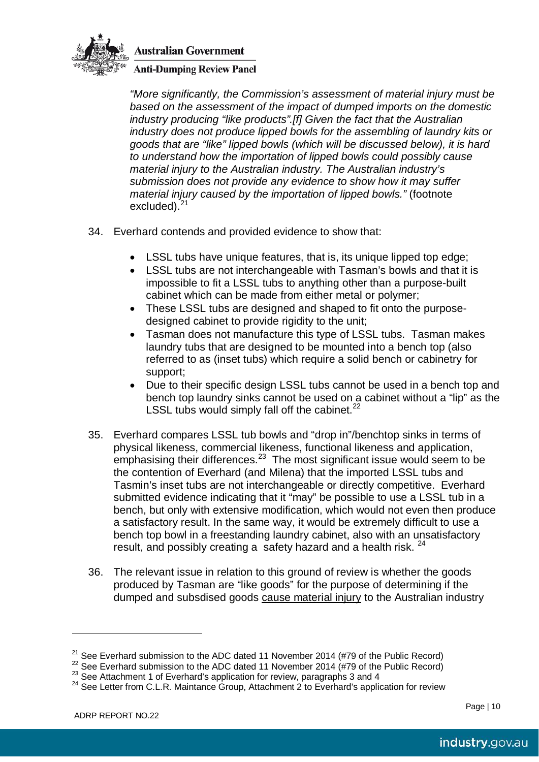*"More significantly, the Commission's assessment of material injury must be based on the assessment of the impact of dumped imports on the domestic industry producing "like products".[f] Given the fact that the Australian industry does not produce lipped bowls for the assembling of laundry kits or goods that are "like" lipped bowls (which will be discussed below), it is hard to understand how the importation of lipped bowls could possibly cause material injury to the Australian industry. The Australian industry's submission does not provide any evidence to show how it may suffer material injury caused by the importation of lipped bowls."* (footnote excluded).[21]

34. Everhard contends and provided evidence to show that:

    - LSSL tubs have unique features, that is, its unique lipped top edge;
    - LSSL tubs are not interchangeable with Tasman's bowls and that it is impossible to fit a LSSL tubs to anything other than a purpose-built cabinet which can be made from either metal or polymer;
    - These LSSL tubs are designed and shaped to fit onto the purpose-designed cabinet to provide rigidity to the unit;
    - Tasman does not manufacture this type of LSSL tubs. Tasman makes laundry tubs that are designed to be mounted into a bench top (also referred to as (inset tubs) which require a solid bench or cabinetry for support;
    - Due to their specific design LSSL tubs cannot be used in a bench top and bench top laundry sinks cannot be used on a cabinet without a "lip" as the LSSL tubs would simply fall off the cabinet.[22]

35. Everhard compares LSSL tub bowls and "drop in"/benchtop sinks in terms of physical likeness, commercial likeness, functional likeness and application, emphasising their differences.[23] The most significant issue would seem to be the contention of Everhard (and Milena) that the imported LSSL tubs and Tasmin's inset tubs are not interchangeable or directly competitive. Everhard submitted evidence indicating that it "may" be possible to use a LSSL tub in a bench, but only with extensive modification, which would not even then produce a satisfactory result. In the same way, it would be extremely difficult to use a bench top bowl in a freestanding laundry cabinet, also with an unsatisfactory result, and possibly creating a safety hazard and a health risk. [24]

36. The relevant issue in relation to this ground of review is whether the goods produced by Tasman are "like goods" for the purpose of determining if the dumped and subsdised goods <u>cause material injury</u> to the Australian industry

---

[21] See Everhard submission to the ADC dated 11 November 2014 (#79 of the Public Record)

[22] See Everhard submission to the ADC dated 11 November 2014 (#79 of the Public Record)

[23] See Attachment 1 of Everhard's application for review, paragraphs 3 and 4

[24] See Letter from C.L.R. Maintance Group, Attachment 2 to Everhard's application for review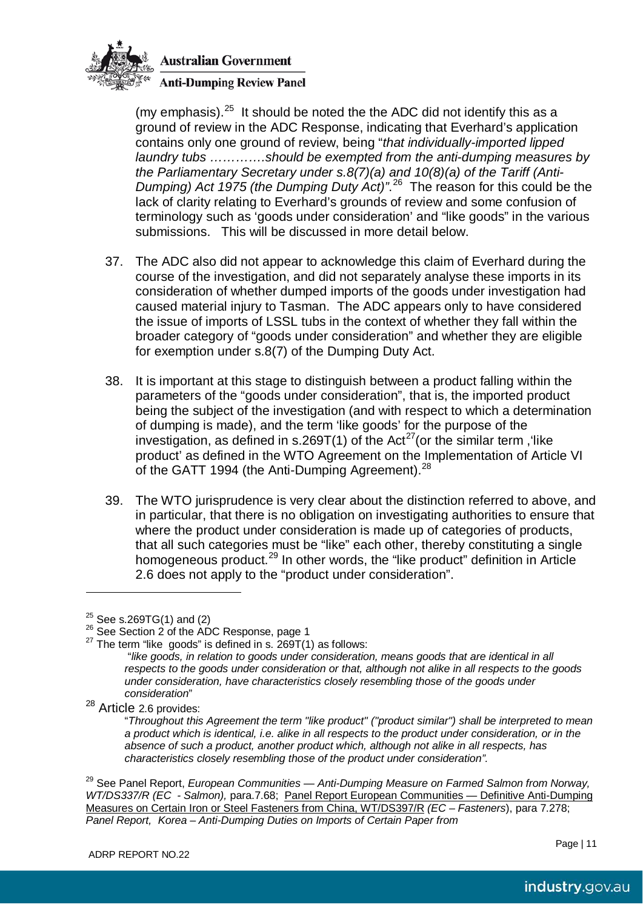(my emphasis).[25] It should be noted the the ADC did not identify this as a ground of review in the ADC Response, indicating that Everhard's application contains only one ground of review, being "*that individually-imported lipped laundry tubs …………should be exempted from the anti-dumping measures by the Parliamentary Secretary under s.8(7)(a) and 10(8)(a) of the Tariff (Anti-Dumping) Act 1975 (the Dumping Duty Act)".*[26] The reason for this could be the lack of clarity relating to Everhard's grounds of review and some confusion of terminology such as 'goods under consideration' and "like goods" in the various submissions. This will be discussed in more detail below.

37. The ADC also did not appear to acknowledge this claim of Everhard during the course of the investigation, and did not separately analyse these imports in its consideration of whether dumped imports of the goods under investigation had caused material injury to Tasman. The ADC appears only to have considered the issue of imports of LSSL tubs in the context of whether they fall within the broader category of "goods under consideration" and whether they are eligible for exemption under s.8(7) of the Dumping Duty Act.

38. It is important at this stage to distinguish between a product falling within the parameters of the "goods under consideration", that is, the imported product being the subject of the investigation (and with respect to which a determination of dumping is made), and the term 'like goods' for the purpose of the investigation, as defined in s.269T(1) of the Act[27](or the similar term ,'like product' as defined in the WTO Agreement on the Implementation of Article VI of the GATT 1994 (the Anti-Dumping Agreement).[28]

39. The WTO jurisprudence is very clear about the distinction referred to above, and in particular, that there is no obligation on investigating authorities to ensure that where the product under consideration is made up of categories of products, that all such categories must be "like" each other, thereby constituting a single homogeneous product.[29] In other words, the "like product" definition in Article 2.6 does not apply to the "product under consideration".

---

[25] See s.269TG(1) and (2)

[26] See Section 2 of the ADC Response, page 1

[27] The term "like goods" is defined in s. 269T(1) as follows:

> "*like goods, in relation to goods under consideration, means goods that are identical in all respects to the goods under consideration or that, although not alike in all respects to the goods under consideration, have characteristics closely resembling those of the goods under consideration*"

[28] Article 2.6 provides:

> "*Throughout this Agreement the term "like product" ("product similar") shall be interpreted to mean a product which is identical, i.e. alike in all respects to the product under consideration, or in the absence of such a product, another product which, although not alike in all respects, has characteristics closely resembling those of the product under consideration".*

[29] See Panel Report, *European Communities — Anti-Dumping Measure on Farmed Salmon from Norway, WT/DS337/R (EC - Salmon),* para.7.68; Panel Report European Communities — Definitive Anti-Dumping Measures on Certain Iron or Steel Fasteners from China, WT/DS397/R *(EC – Fasteners*), para 7.278; *Panel Report, Korea – Anti-Dumping Duties on Imports of Certain Paper from*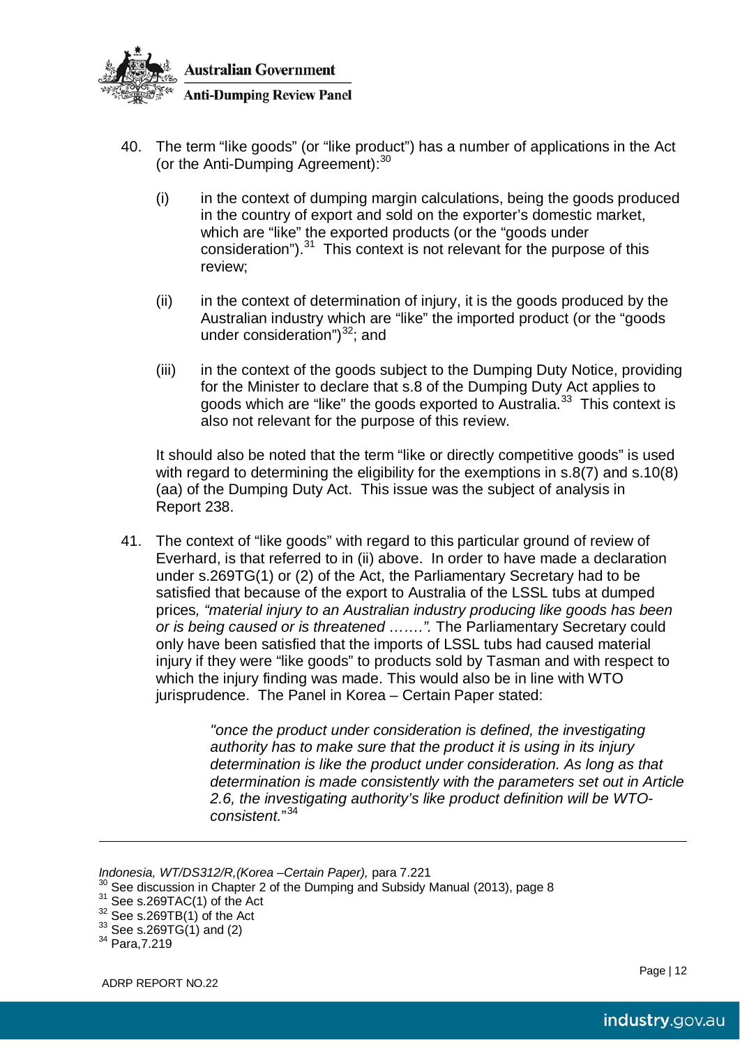40. The term "like goods" (or "like product") has a number of applications in the Act (or the Anti-Dumping Agreement):[30]

    (i) in the context of dumping margin calculations, being the goods produced in the country of export and sold on the exporter's domestic market, which are "like" the exported products (or the "goods under consideration").[31] This context is not relevant for the purpose of this review;

    (ii) in the context of determination of injury, it is the goods produced by the Australian industry which are "like" the imported product (or the "goods under consideration")[32]; and

    (iii) in the context of the goods subject to the Dumping Duty Notice, providing for the Minister to declare that s.8 of the Dumping Duty Act applies to goods which are "like" the goods exported to Australia.[33] This context is also not relevant for the purpose of this review.

    It should also be noted that the term "like or directly competitive goods" is used with regard to determining the eligibility for the exemptions in s.8(7) and s.10(8)(aa) of the Dumping Duty Act. This issue was the subject of analysis in Report 238.

41. The context of "like goods" with regard to this particular ground of review of Everhard, is that referred to in (ii) above. In order to have made a declaration under s.269TG(1) or (2) of the Act, the Parliamentary Secretary had to be satisfied that because of the export to Australia of the LSSL tubs at dumped prices*, "material injury to an Australian industry producing like goods has been or is being caused or is threatened …….".* The Parliamentary Secretary could only have been satisfied that the imports of LSSL tubs had caused material injury if they were "like goods" to products sold by Tasman and with respect to which the injury finding was made. This would also be in line with WTO jurisprudence. The Panel in Korea – Certain Paper stated:

    > *"once the product under consideration is defined, the investigating authority has to make sure that the product it is using in its injury determination is like the product under consideration. As long as that determination is made consistently with the parameters set out in Article 2.6, the investigating authority's like product definition will be WTO-consistent."*[34]

---

*Indonesia, WT/DS312/R,(Korea –Certain Paper),* para 7.221

[30] See discussion in Chapter 2 of the Dumping and Subsidy Manual (2013), page 8

[31] See s.269TAC(1) of the Act

[32] See s.269TB(1) of the Act

[33] See s.269TG(1) and (2)

[34] Para,7.219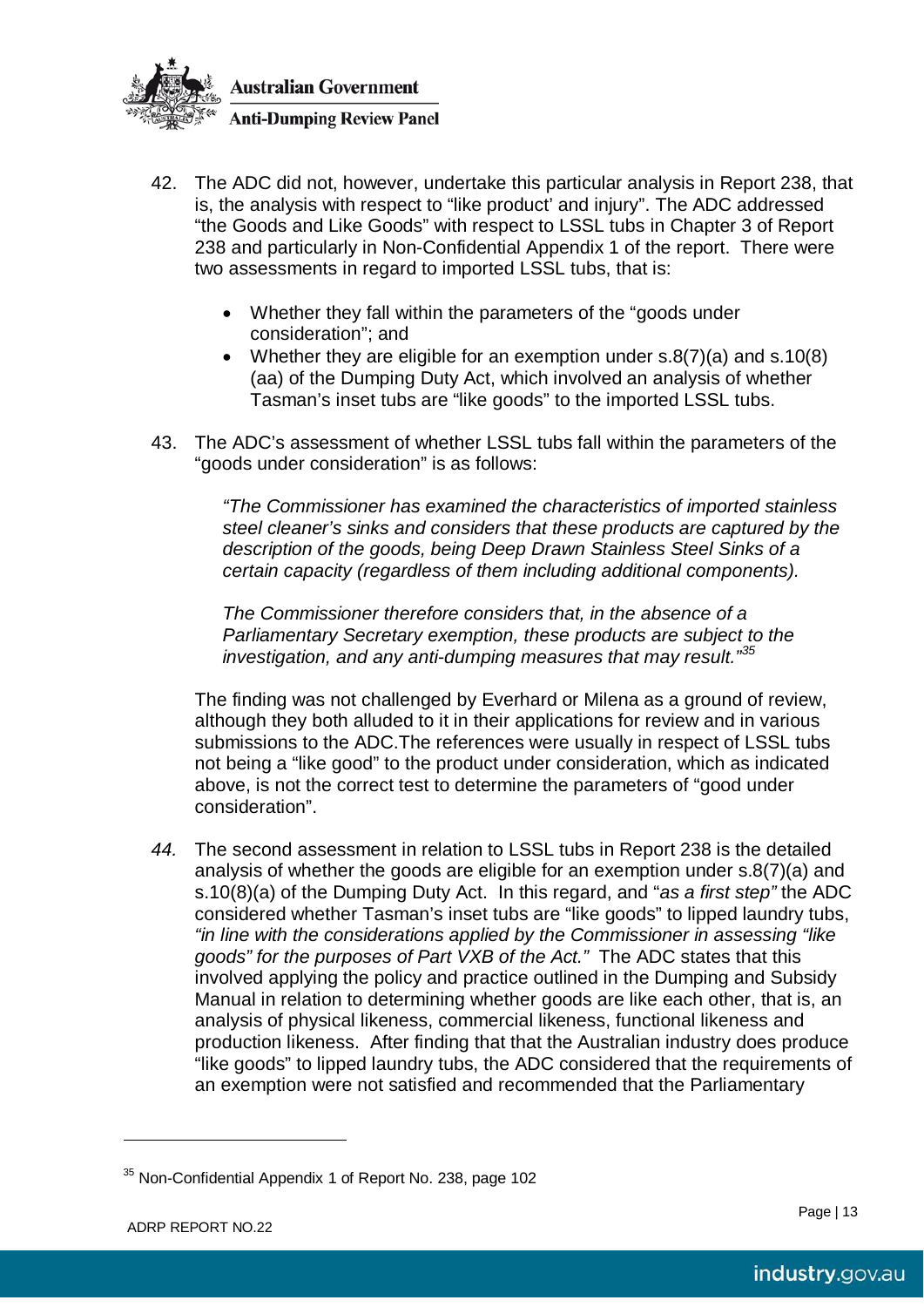42. The ADC did not, however, undertake this particular analysis in Report 238, that is, the analysis with respect to "like product' and injury". The ADC addressed "the Goods and Like Goods" with respect to LSSL tubs in Chapter 3 of Report 238 and particularly in Non-Confidential Appendix 1 of the report. There were two assessments in regard to imported LSSL tubs, that is:

    - Whether they fall within the parameters of the "goods under consideration"; and
    - Whether they are eligible for an exemption under s.8(7)(a) and s.10(8)(aa) of the Dumping Duty Act, which involved an analysis of whether Tasman's inset tubs are "like goods" to the imported LSSL tubs.

43. The ADC's assessment of whether LSSL tubs fall within the parameters of the "goods under consideration" is as follows:

    *"The Commissioner has examined the characteristics of imported stainless steel cleaner's sinks and considers that these products are captured by the description of the goods, being Deep Drawn Stainless Steel Sinks of a certain capacity (regardless of them including additional components).*

    *The Commissioner therefore considers that, in the absence of a Parliamentary Secretary exemption, these products are subject to the investigation, and any anti-dumping measures that may result."*[35]

    The finding was not challenged by Everhard or Milena as a ground of review, although they both alluded to it in their applications for review and in various submissions to the ADC.The references were usually in respect of LSSL tubs not being a "like good" to the product under consideration, which as indicated above, is not the correct test to determine the parameters of "good under consideration".

*44.* The second assessment in relation to LSSL tubs in Report 238 is the detailed analysis of whether the goods are eligible for an exemption under s.8(7)(a) and s.10(8)(a) of the Dumping Duty Act. In this regard, and "*as a first step"* the ADC considered whether Tasman's inset tubs are "like goods" to lipped laundry tubs, *"in line with the considerations applied by the Commissioner in assessing "like goods" for the purposes of Part VXB of the Act."* The ADC states that this involved applying the policy and practice outlined in the Dumping and Subsidy Manual in relation to determining whether goods are like each other, that is, an analysis of physical likeness, commercial likeness, functional likeness and production likeness. After finding that that the Australian industry does produce "like goods" to lipped laundry tubs, the ADC considered that the requirements of an exemption were not satisfied and recommended that the Parliamentary

[35] Non-Confidential Appendix 1 of Report No. 238, page 102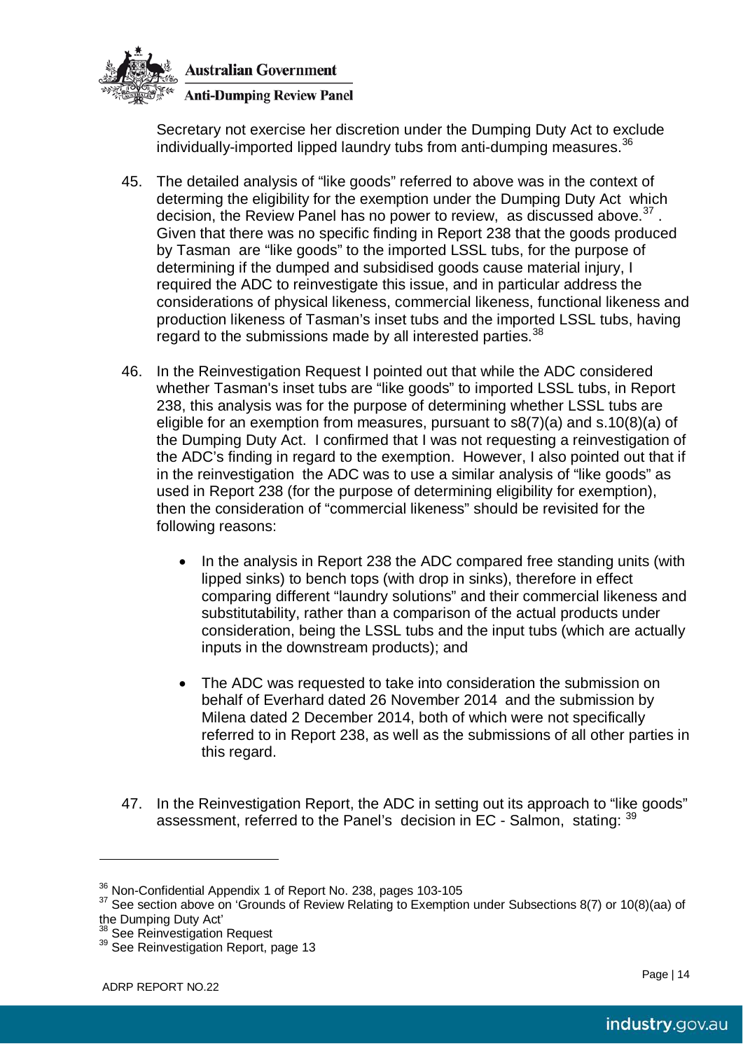Secretary not exercise her discretion under the Dumping Duty Act to exclude individually-imported lipped laundry tubs from anti-dumping measures.[36]

45. The detailed analysis of "like goods" referred to above was in the context of determing the eligibility for the exemption under the Dumping Duty Act which decision, the Review Panel has no power to review, as discussed above.[37] . Given that there was no specific finding in Report 238 that the goods produced by Tasman are "like goods" to the imported LSSL tubs, for the purpose of determining if the dumped and subsidised goods cause material injury, I required the ADC to reinvestigate this issue, and in particular address the considerations of physical likeness, commercial likeness, functional likeness and production likeness of Tasman's inset tubs and the imported LSSL tubs, having regard to the submissions made by all interested parties.[38]

46. In the Reinvestigation Request I pointed out that while the ADC considered whether Tasman's inset tubs are "like goods" to imported LSSL tubs, in Report 238, this analysis was for the purpose of determining whether LSSL tubs are eligible for an exemption from measures, pursuant to s8(7)(a) and s.10(8)(a) of the Dumping Duty Act. I confirmed that I was not requesting a reinvestigation of the ADC's finding in regard to the exemption. However, I also pointed out that if in the reinvestigation the ADC was to use a similar analysis of "like goods" as used in Report 238 (for the purpose of determining eligibility for exemption), then the consideration of "commercial likeness" should be revisited for the following reasons:

    - In the analysis in Report 238 the ADC compared free standing units (with lipped sinks) to bench tops (with drop in sinks), therefore in effect comparing different "laundry solutions" and their commercial likeness and substitutability, rather than a comparison of the actual products under consideration, being the LSSL tubs and the input tubs (which are actually inputs in the downstream products); and

    - The ADC was requested to take into consideration the submission on behalf of Everhard dated 26 November 2014 and the submission by Milena dated 2 December 2014, both of which were not specifically referred to in Report 238, as well as the submissions of all other parties in this regard.

47. In the Reinvestigation Report, the ADC in setting out its approach to "like goods" assessment, referred to the Panel's decision in EC - Salmon, stating: [39]

---

[36] Non-Confidential Appendix 1 of Report No. 238, pages 103-105

[37] See section above on 'Grounds of Review Relating to Exemption under Subsections 8(7) or 10(8)(aa) of the Dumping Duty Act'

[38] See Reinvestigation Request

[39] See Reinvestigation Report, page 13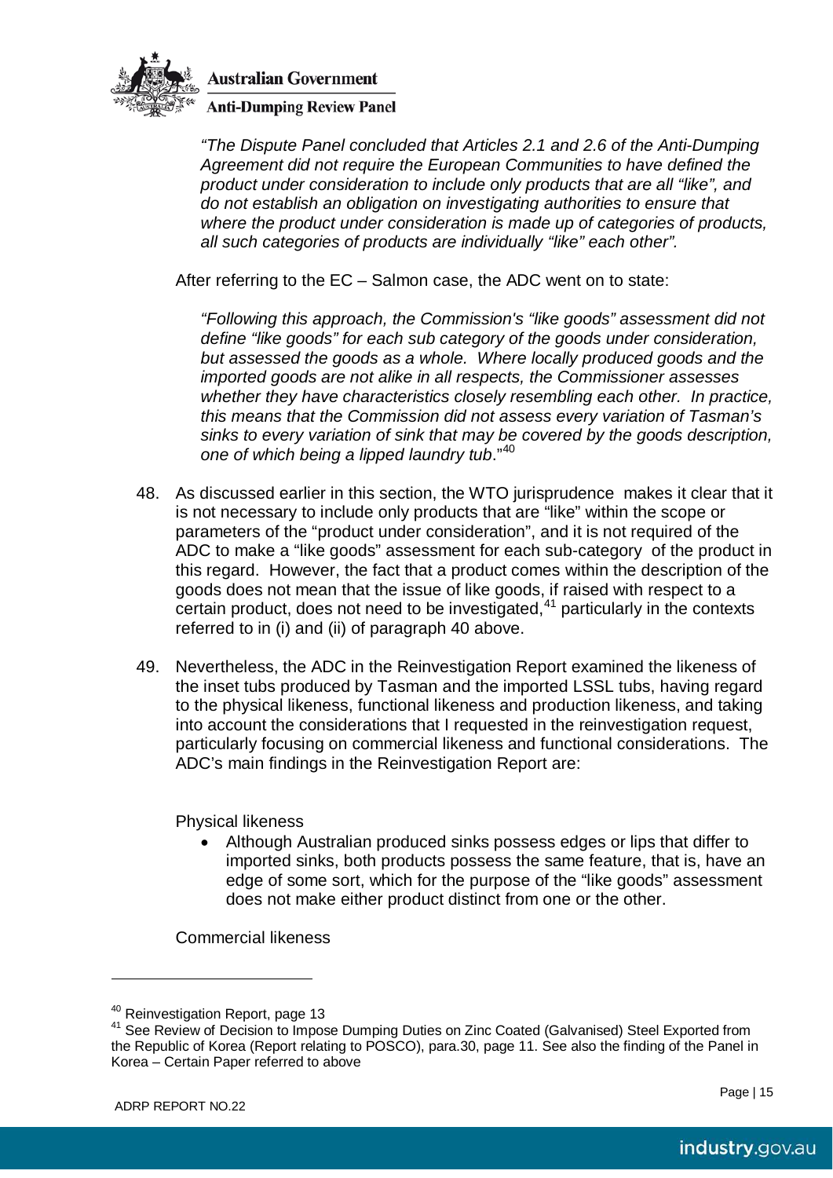*"The Dispute Panel concluded that Articles 2.1 and 2.6 of the Anti-Dumping Agreement did not require the European Communities to have defined the product under consideration to include only products that are all "like", and do not establish an obligation on investigating authorities to ensure that where the product under consideration is made up of categories of products, all such categories of products are individually "like" each other".*

After referring to the EC – Salmon case, the ADC went on to state:

*"Following this approach, the Commission's "like goods" assessment did not define "like goods" for each sub category of the goods under consideration, but assessed the goods as a whole. Where locally produced goods and the imported goods are not alike in all respects, the Commissioner assesses whether they have characteristics closely resembling each other. In practice, this means that the Commission did not assess every variation of Tasman's sinks to every variation of sink that may be covered by the goods description, one of which being a lipped laundry tub*."[40]

48. As discussed earlier in this section, the WTO jurisprudence makes it clear that it is not necessary to include only products that are "like" within the scope or parameters of the "product under consideration", and it is not required of the ADC to make a "like goods" assessment for each sub-category of the product in this regard. However, the fact that a product comes within the description of the goods does not mean that the issue of like goods, if raised with respect to a certain product, does not need to be investigated,[41] particularly in the contexts referred to in (i) and (ii) of paragraph 40 above.

49. Nevertheless, the ADC in the Reinvestigation Report examined the likeness of the inset tubs produced by Tasman and the imported LSSL tubs, having regard to the physical likeness, functional likeness and production likeness, and taking into account the considerations that I requested in the reinvestigation request, particularly focusing on commercial likeness and functional considerations. The ADC's main findings in the Reinvestigation Report are:

Physical likeness

- Although Australian produced sinks possess edges or lips that differ to imported sinks, both products possess the same feature, that is, have an edge of some sort, which for the purpose of the "like goods" assessment does not make either product distinct from one or the other.

Commercial likeness

---

[40] Reinvestigation Report, page 13

[41] See Review of Decision to Impose Dumping Duties on Zinc Coated (Galvanised) Steel Exported from the Republic of Korea (Report relating to POSCO), para.30, page 11. See also the finding of the Panel in Korea – Certain Paper referred to above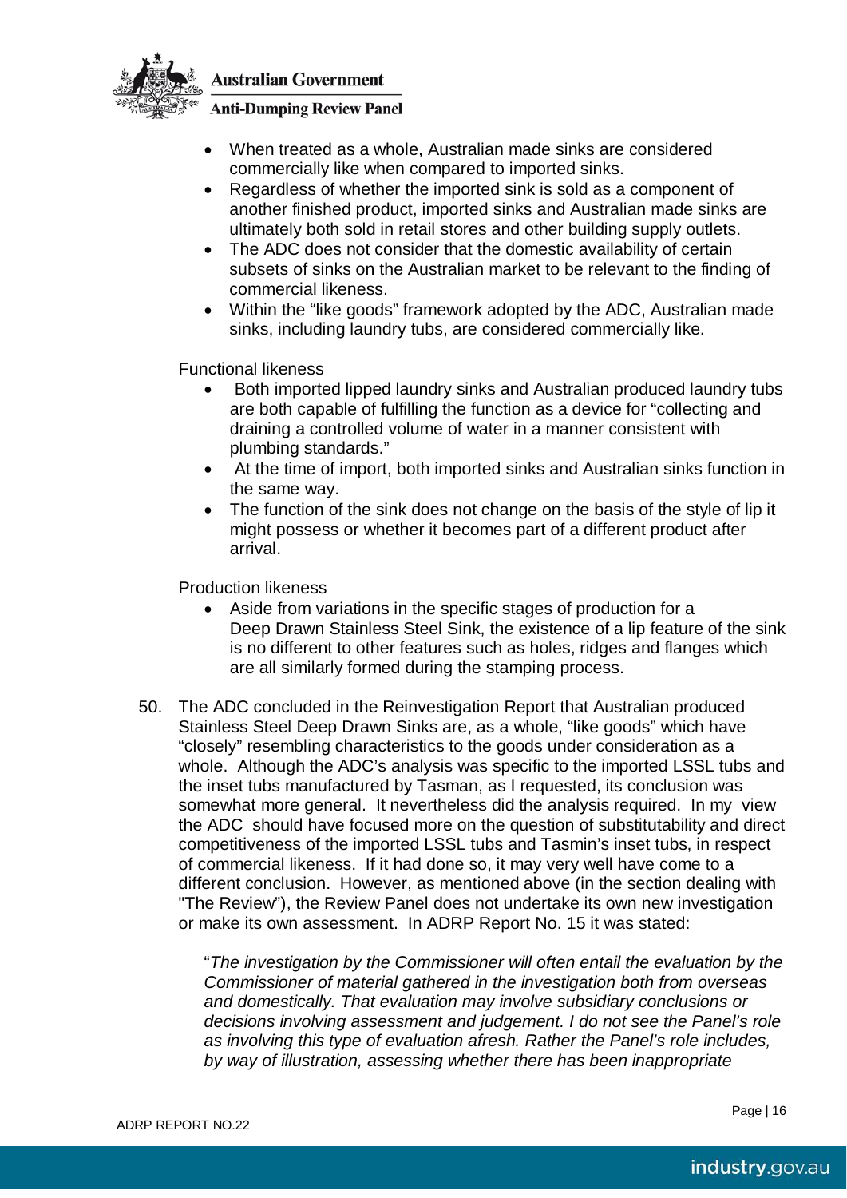- When treated as a whole, Australian made sinks are considered commercially like when compared to imported sinks.
- Regardless of whether the imported sink is sold as a component of another finished product, imported sinks and Australian made sinks are ultimately both sold in retail stores and other building supply outlets.
- The ADC does not consider that the domestic availability of certain subsets of sinks on the Australian market to be relevant to the finding of commercial likeness.
- Within the "like goods" framework adopted by the ADC, Australian made sinks, including laundry tubs, are considered commercially like.

Functional likeness

- Both imported lipped laundry sinks and Australian produced laundry tubs are both capable of fulfilling the function as a device for "collecting and draining a controlled volume of water in a manner consistent with plumbing standards."
- At the time of import, both imported sinks and Australian sinks function in the same way.
- The function of the sink does not change on the basis of the style of lip it might possess or whether it becomes part of a different product after arrival.

Production likeness

- Aside from variations in the specific stages of production for a Deep Drawn Stainless Steel Sink, the existence of a lip feature of the sink is no different to other features such as holes, ridges and flanges which are all similarly formed during the stamping process.

50. The ADC concluded in the Reinvestigation Report that Australian produced Stainless Steel Deep Drawn Sinks are, as a whole, "like goods" which have "closely" resembling characteristics to the goods under consideration as a whole. Although the ADC's analysis was specific to the imported LSSL tubs and the inset tubs manufactured by Tasman, as I requested, its conclusion was somewhat more general. It nevertheless did the analysis required. In my view the ADC should have focused more on the question of substitutability and direct competitiveness of the imported LSSL tubs and Tasmin's inset tubs, in respect of commercial likeness. If it had done so, it may very well have come to a different conclusion. However, as mentioned above (in the section dealing with "The Review"), the Review Panel does not undertake its own new investigation or make its own assessment. In ADRP Report No. 15 it was stated:

"*The investigation by the Commissioner will often entail the evaluation by the Commissioner of material gathered in the investigation both from overseas and domestically. That evaluation may involve subsidiary conclusions or decisions involving assessment and judgement. I do not see the Panel's role as involving this type of evaluation afresh. Rather the Panel's role includes, by way of illustration, assessing whether there has been inappropriate*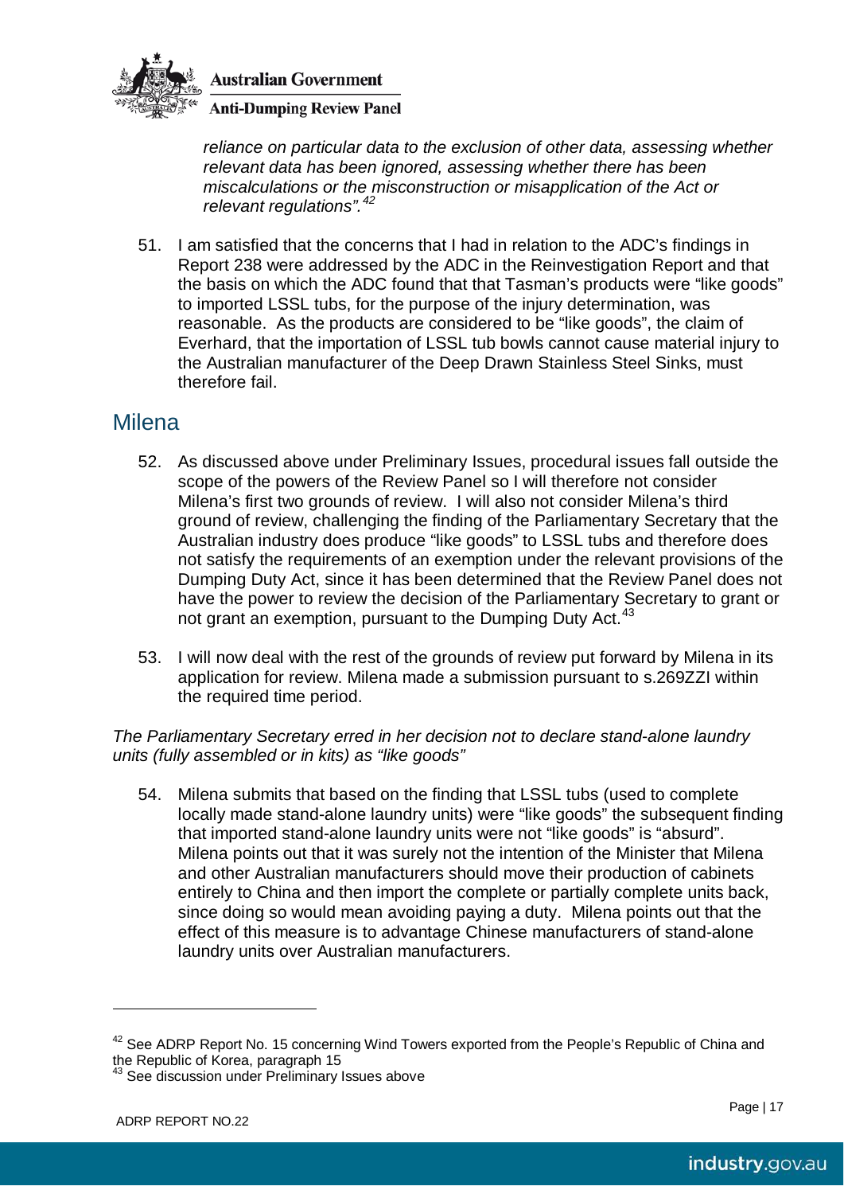*reliance on particular data to the exclusion of other data, assessing whether relevant data has been ignored, assessing whether there has been miscalculations or the misconstruction or misapplication of the Act or relevant regulations".*[42]

51. I am satisfied that the concerns that I had in relation to the ADC's findings in Report 238 were addressed by the ADC in the Reinvestigation Report and that the basis on which the ADC found that that Tasman's products were "like goods" to imported LSSL tubs, for the purpose of the injury determination, was reasonable. As the products are considered to be "like goods", the claim of Everhard, that the importation of LSSL tub bowls cannot cause material injury to the Australian manufacturer of the Deep Drawn Stainless Steel Sinks, must therefore fail.

## Milena

52. As discussed above under Preliminary Issues, procedural issues fall outside the scope of the powers of the Review Panel so I will therefore not consider Milena's first two grounds of review. I will also not consider Milena's third ground of review, challenging the finding of the Parliamentary Secretary that the Australian industry does produce "like goods" to LSSL tubs and therefore does not satisfy the requirements of an exemption under the relevant provisions of the Dumping Duty Act, since it has been determined that the Review Panel does not have the power to review the decision of the Parliamentary Secretary to grant or not grant an exemption, pursuant to the Dumping Duty Act.[43]

53. I will now deal with the rest of the grounds of review put forward by Milena in its application for review. Milena made a submission pursuant to s.269ZZI within the required time period.

*The Parliamentary Secretary erred in her decision not to declare stand-alone laundry units (fully assembled or in kits) as "like goods"*

54. Milena submits that based on the finding that LSSL tubs (used to complete locally made stand-alone laundry units) were "like goods" the subsequent finding that imported stand-alone laundry units were not "like goods" is "absurd". Milena points out that it was surely not the intention of the Minister that Milena and other Australian manufacturers should move their production of cabinets entirely to China and then import the complete or partially complete units back, since doing so would mean avoiding paying a duty. Milena points out that the effect of this measure is to advantage Chinese manufacturers of stand-alone laundry units over Australian manufacturers.

---

[42] See ADRP Report No. 15 concerning Wind Towers exported from the People's Republic of China and the Republic of Korea, paragraph 15

[43] See discussion under Preliminary Issues above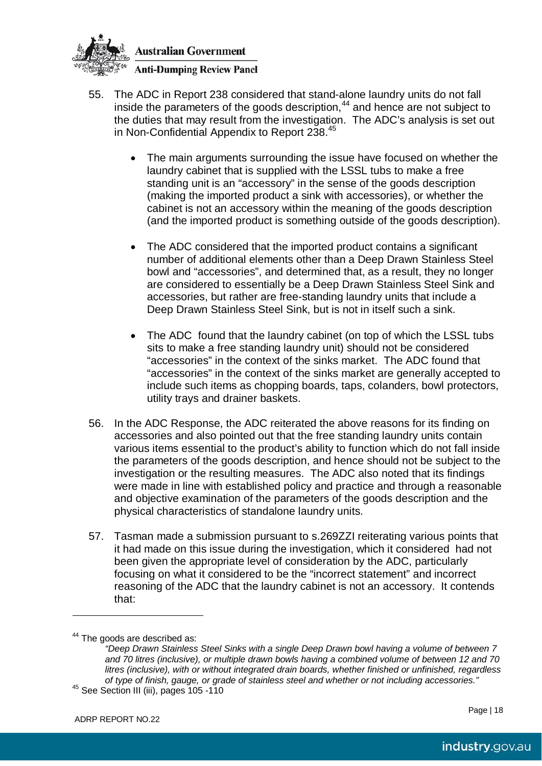55. The ADC in Report 238 considered that stand-alone laundry units do not fall inside the parameters of the goods description,[44] and hence are not subject to the duties that may result from the investigation. The ADC's analysis is set out in Non-Confidential Appendix to Report 238.[45]

    - The main arguments surrounding the issue have focused on whether the laundry cabinet that is supplied with the LSSL tubs to make a free standing unit is an "accessory" in the sense of the goods description (making the imported product a sink with accessories), or whether the cabinet is not an accessory within the meaning of the goods description (and the imported product is something outside of the goods description).

    - The ADC considered that the imported product contains a significant number of additional elements other than a Deep Drawn Stainless Steel bowl and "accessories", and determined that, as a result, they no longer are considered to essentially be a Deep Drawn Stainless Steel Sink and accessories, but rather are free-standing laundry units that include a Deep Drawn Stainless Steel Sink, but is not in itself such a sink.

    - The ADC found that the laundry cabinet (on top of which the LSSL tubs sits to make a free standing laundry unit) should not be considered "accessories" in the context of the sinks market. The ADC found that "accessories" in the context of the sinks market are generally accepted to include such items as chopping boards, taps, colanders, bowl protectors, utility trays and drainer baskets.

56. In the ADC Response, the ADC reiterated the above reasons for its finding on accessories and also pointed out that the free standing laundry units contain various items essential to the product's ability to function which do not fall inside the parameters of the goods description, and hence should not be subject to the investigation or the resulting measures. The ADC also noted that its findings were made in line with established policy and practice and through a reasonable and objective examination of the parameters of the goods description and the physical characteristics of standalone laundry units.

57. Tasman made a submission pursuant to s.269ZZI reiterating various points that it had made on this issue during the investigation, which it considered had not been given the appropriate level of consideration by the ADC, particularly focusing on what it considered to be the "incorrect statement" and incorrect reasoning of the ADC that the laundry cabinet is not an accessory. It contends that:

---

[44] The goods are described as:
*"Deep Drawn Stainless Steel Sinks with a single Deep Drawn bowl having a volume of between 7 and 70 litres (inclusive), or multiple drawn bowls having a combined volume of between 12 and 70 litres (inclusive), with or without integrated drain boards, whether finished or unfinished, regardless of type of finish, gauge, or grade of stainless steel and whether or not including accessories."*

[45] See Section III (iii), pages 105 -110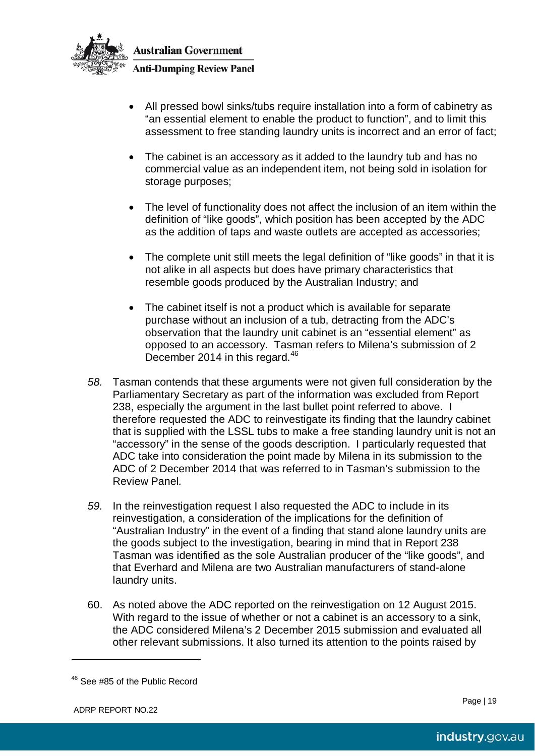- All pressed bowl sinks/tubs require installation into a form of cabinetry as "an essential element to enable the product to function", and to limit this assessment to free standing laundry units is incorrect and an error of fact;
- The cabinet is an accessory as it added to the laundry tub and has no commercial value as an independent item, not being sold in isolation for storage purposes;
- The level of functionality does not affect the inclusion of an item within the definition of "like goods", which position has been accepted by the ADC as the addition of taps and waste outlets are accepted as accessories;
- The complete unit still meets the legal definition of "like goods" in that it is not alike in all aspects but does have primary characteristics that resemble goods produced by the Australian Industry; and
- The cabinet itself is not a product which is available for separate purchase without an inclusion of a tub, detracting from the ADC's observation that the laundry unit cabinet is an "essential element" as opposed to an accessory. Tasman refers to Milena's submission of 2 December 2014 in this regard.[46]

*58.* Tasman contends that these arguments were not given full consideration by the Parliamentary Secretary as part of the information was excluded from Report 238, especially the argument in the last bullet point referred to above. I therefore requested the ADC to reinvestigate its finding that the laundry cabinet that is supplied with the LSSL tubs to make a free standing laundry unit is not an "accessory" in the sense of the goods description. I particularly requested that ADC take into consideration the point made by Milena in its submission to the ADC of 2 December 2014 that was referred to in Tasman's submission to the Review Panel.

*59.* In the reinvestigation request I also requested the ADC to include in its reinvestigation, a consideration of the implications for the definition of "Australian Industry" in the event of a finding that stand alone laundry units are the goods subject to the investigation, bearing in mind that in Report 238 Tasman was identified as the sole Australian producer of the "like goods", and that Everhard and Milena are two Australian manufacturers of stand-alone laundry units.

60. As noted above the ADC reported on the reinvestigation on 12 August 2015. With regard to the issue of whether or not a cabinet is an accessory to a sink, the ADC considered Milena's 2 December 2015 submission and evaluated all other relevant submissions. It also turned its attention to the points raised by

[46] See #85 of the Public Record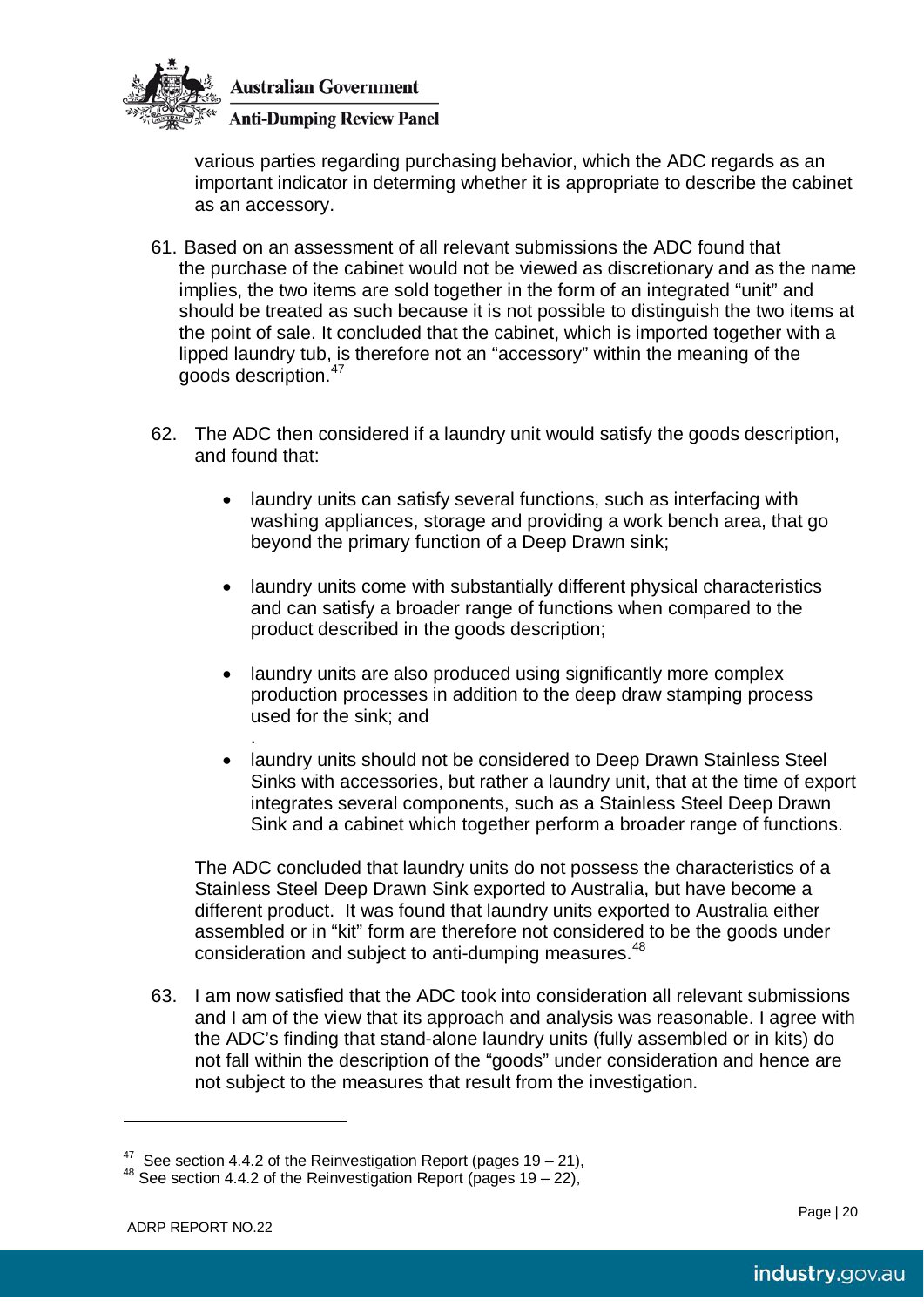various parties regarding purchasing behavior, which the ADC regards as an important indicator in determing whether it is appropriate to describe the cabinet as an accessory.

61. Based on an assessment of all relevant submissions the ADC found that the purchase of the cabinet would not be viewed as discretionary and as the name implies, the two items are sold together in the form of an integrated "unit" and should be treated as such because it is not possible to distinguish the two items at the point of sale. It concluded that the cabinet, which is imported together with a lipped laundry tub, is therefore not an "accessory" within the meaning of the goods description.[47]

62. The ADC then considered if a laundry unit would satisfy the goods description, and found that:

   - laundry units can satisfy several functions, such as interfacing with washing appliances, storage and providing a work bench area, that go beyond the primary function of a Deep Drawn sink;

   - laundry units come with substantially different physical characteristics and can satisfy a broader range of functions when compared to the product described in the goods description;

   - laundry units are also produced using significantly more complex production processes in addition to the deep draw stamping process used for the sink; and
   .
   - laundry units should not be considered to Deep Drawn Stainless Steel Sinks with accessories, but rather a laundry unit, that at the time of export integrates several components, such as a Stainless Steel Deep Drawn Sink and a cabinet which together perform a broader range of functions.

   The ADC concluded that laundry units do not possess the characteristics of a Stainless Steel Deep Drawn Sink exported to Australia, but have become a different product. It was found that laundry units exported to Australia either assembled or in "kit" form are therefore not considered to be the goods under consideration and subject to anti-dumping measures.[48]

63. I am now satisfied that the ADC took into consideration all relevant submissions and I am of the view that its approach and analysis was reasonable. I agree with the ADC's finding that stand-alone laundry units (fully assembled or in kits) do not fall within the description of the "goods" under consideration and hence are not subject to the measures that result from the investigation.

---

[47] See section 4.4.2 of the Reinvestigation Report (pages 19 – 21),

[48] See section 4.4.2 of the Reinvestigation Report (pages 19 – 22),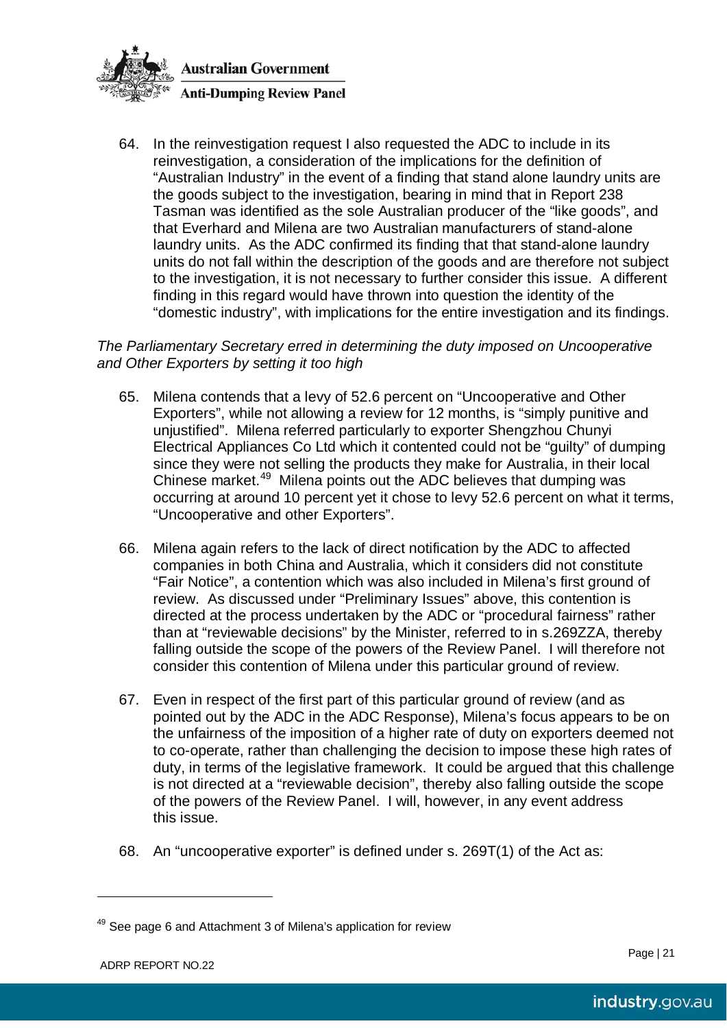64. In the reinvestigation request I also requested the ADC to include in its reinvestigation, a consideration of the implications for the definition of "Australian Industry" in the event of a finding that stand alone laundry units are the goods subject to the investigation, bearing in mind that in Report 238 Tasman was identified as the sole Australian producer of the "like goods", and that Everhard and Milena are two Australian manufacturers of stand-alone laundry units. As the ADC confirmed its finding that that stand-alone laundry units do not fall within the description of the goods and are therefore not subject to the investigation, it is not necessary to further consider this issue. A different finding in this regard would have thrown into question the identity of the "domestic industry", with implications for the entire investigation and its findings.

*The Parliamentary Secretary erred in determining the duty imposed on Uncooperative and Other Exporters by setting it too high*

65. Milena contends that a levy of 52.6 percent on "Uncooperative and Other Exporters", while not allowing a review for 12 months, is "simply punitive and unjustified". Milena referred particularly to exporter Shengzhou Chunyi Electrical Appliances Co Ltd which it contented could not be "guilty" of dumping since they were not selling the products they make for Australia, in their local Chinese market.[49] Milena points out the ADC believes that dumping was occurring at around 10 percent yet it chose to levy 52.6 percent on what it terms, "Uncooperative and other Exporters".

66. Milena again refers to the lack of direct notification by the ADC to affected companies in both China and Australia, which it considers did not constitute "Fair Notice", a contention which was also included in Milena's first ground of review. As discussed under "Preliminary Issues" above, this contention is directed at the process undertaken by the ADC or "procedural fairness" rather than at "reviewable decisions" by the Minister, referred to in s.269ZZA, thereby falling outside the scope of the powers of the Review Panel. I will therefore not consider this contention of Milena under this particular ground of review.

67. Even in respect of the first part of this particular ground of review (and as pointed out by the ADC in the ADC Response), Milena's focus appears to be on the unfairness of the imposition of a higher rate of duty on exporters deemed not to co-operate, rather than challenging the decision to impose these high rates of duty, in terms of the legislative framework. It could be argued that this challenge is not directed at a "reviewable decision", thereby also falling outside the scope of the powers of the Review Panel. I will, however, in any event address this issue.

68. An "uncooperative exporter" is defined under s. 269T(1) of the Act as:

---

[49] See page 6 and Attachment 3 of Milena's application for review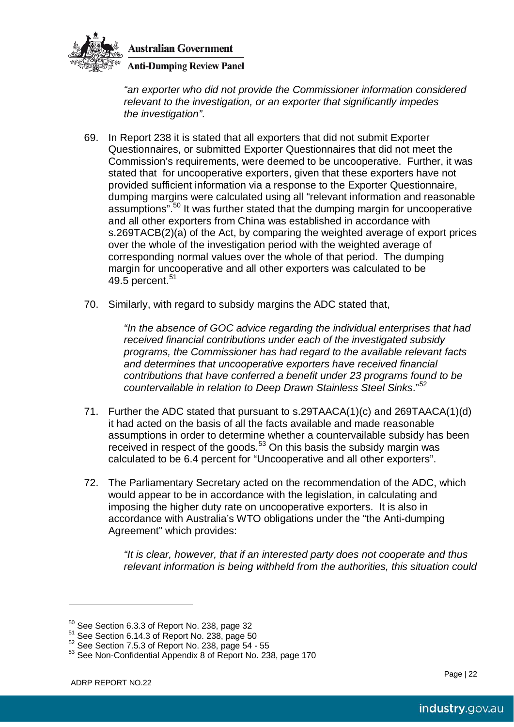*"an exporter who did not provide the Commissioner information considered relevant to the investigation, or an exporter that significantly impedes the investigation"*.

69. In Report 238 it is stated that all exporters that did not submit Exporter Questionnaires, or submitted Exporter Questionnaires that did not meet the Commission's requirements, were deemed to be uncooperative. Further, it was stated that for uncooperative exporters, given that these exporters have not provided sufficient information via a response to the Exporter Questionnaire, dumping margins were calculated using all "relevant information and reasonable assumptions".[50] It was further stated that the dumping margin for uncooperative and all other exporters from China was established in accordance with s.269TACB(2)(a) of the Act, by comparing the weighted average of export prices over the whole of the investigation period with the weighted average of corresponding normal values over the whole of that period. The dumping margin for uncooperative and all other exporters was calculated to be 49.5 percent.[51]

70. Similarly, with regard to subsidy margins the ADC stated that,

    *"In the absence of GOC advice regarding the individual enterprises that had received financial contributions under each of the investigated subsidy programs, the Commissioner has had regard to the available relevant facts and determines that uncooperative exporters have received financial contributions that have conferred a benefit under 23 programs found to be countervailable in relation to Deep Drawn Stainless Steel Sinks*."[52]

71. Further the ADC stated that pursuant to s.29TAACA(1)(c) and 269TAACA(1)(d) it had acted on the basis of all the facts available and made reasonable assumptions in order to determine whether a countervailable subsidy has been received in respect of the goods.[53] On this basis the subsidy margin was calculated to be 6.4 percent for "Uncooperative and all other exporters".

72. The Parliamentary Secretary acted on the recommendation of the ADC, which would appear to be in accordance with the legislation, in calculating and imposing the higher duty rate on uncooperative exporters. It is also in accordance with Australia's WTO obligations under the "the Anti-dumping Agreement" which provides:

    *"It is clear, however, that if an interested party does not cooperate and thus relevant information is being withheld from the authorities, this situation could*

---

[50] See Section 6.3.3 of Report No. 238, page 32

[51] See Section 6.14.3 of Report No. 238, page 50

[52] See Section 7.5.3 of Report No. 238, page 54 - 55

[53] See Non-Confidential Appendix 8 of Report No. 238, page 170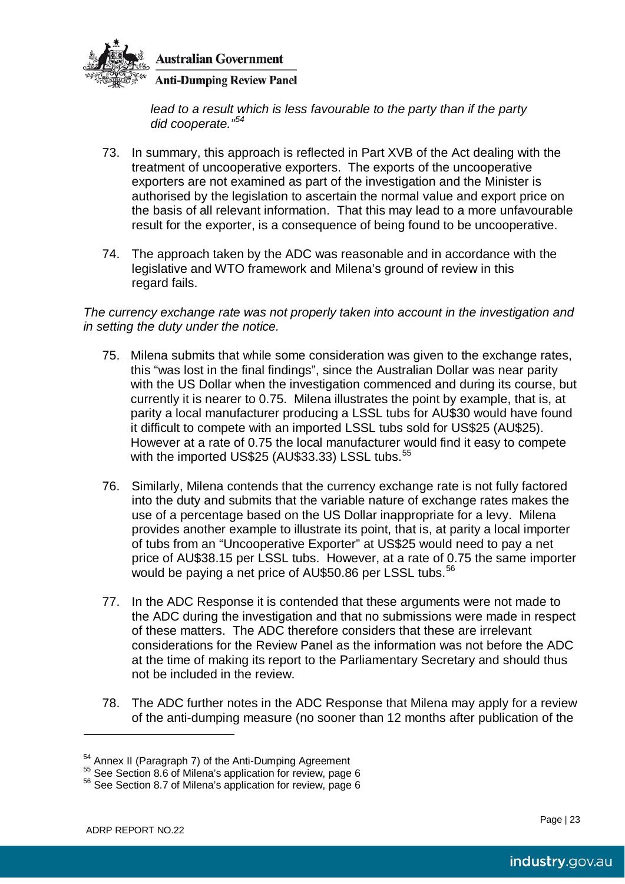lead to a result which is less favourable to the party than if the party did cooperate."[54]

73. In summary, this approach is reflected in Part XVB of the Act dealing with the treatment of uncooperative exporters. The exports of the uncooperative exporters are not examined as part of the investigation and the Minister is authorised by the legislation to ascertain the normal value and export price on the basis of all relevant information. That this may lead to a more unfavourable result for the exporter, is a consequence of being found to be uncooperative.

74. The approach taken by the ADC was reasonable and in accordance with the legislative and WTO framework and Milena's ground of review in this regard fails.

*The currency exchange rate was not properly taken into account in the investigation and in setting the duty under the notice.*

75. Milena submits that while some consideration was given to the exchange rates, this "was lost in the final findings", since the Australian Dollar was near parity with the US Dollar when the investigation commenced and during its course, but currently it is nearer to 0.75. Milena illustrates the point by example, that is, at parity a local manufacturer producing a LSSL tubs for AU$30 would have found it difficult to compete with an imported LSSL tubs sold for US$25 (AU$25). However at a rate of 0.75 the local manufacturer would find it easy to compete with the imported US$25 (AU$33.33) LSSL tubs.[55]

76. Similarly, Milena contends that the currency exchange rate is not fully factored into the duty and submits that the variable nature of exchange rates makes the use of a percentage based on the US Dollar inappropriate for a levy. Milena provides another example to illustrate its point, that is, at parity a local importer of tubs from an "Uncooperative Exporter" at US$25 would need to pay a net price of AU$38.15 per LSSL tubs. However, at a rate of 0.75 the same importer would be paying a net price of AU$50.86 per LSSL tubs.[56]

77. In the ADC Response it is contended that these arguments were not made to the ADC during the investigation and that no submissions were made in respect of these matters. The ADC therefore considers that these are irrelevant considerations for the Review Panel as the information was not before the ADC at the time of making its report to the Parliamentary Secretary and should thus not be included in the review.

78. The ADC further notes in the ADC Response that Milena may apply for a review of the anti-dumping measure (no sooner than 12 months after publication of the

---

[54] Annex II (Paragraph 7) of the Anti-Dumping Agreement

[55] See Section 8.6 of Milena's application for review, page 6

[56] See Section 8.7 of Milena's application for review, page 6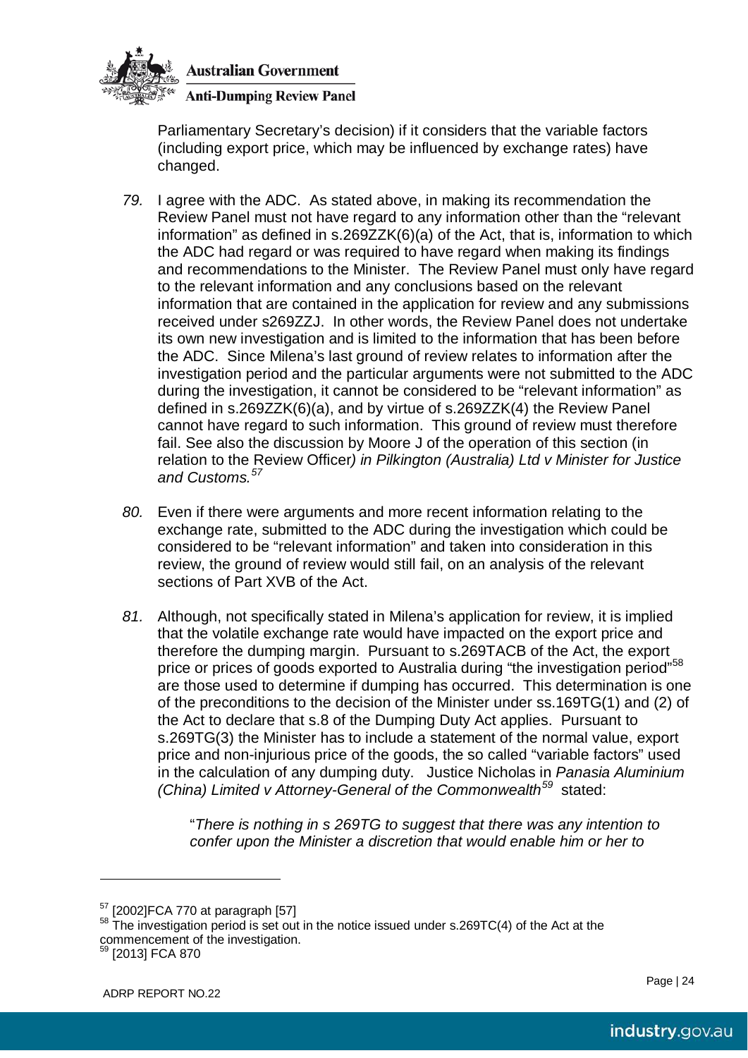Parliamentary Secretary's decision) if it considers that the variable factors (including export price, which may be influenced by exchange rates) have changed.

*79.* I agree with the ADC. As stated above, in making its recommendation the Review Panel must not have regard to any information other than the "relevant information" as defined in s.269ZZK(6)(a) of the Act, that is, information to which the ADC had regard or was required to have regard when making its findings and recommendations to the Minister. The Review Panel must only have regard to the relevant information and any conclusions based on the relevant information that are contained in the application for review and any submissions received under s269ZZJ. In other words, the Review Panel does not undertake its own new investigation and is limited to the information that has been before the ADC. Since Milena's last ground of review relates to information after the investigation period and the particular arguments were not submitted to the ADC during the investigation, it cannot be considered to be "relevant information" as defined in s.269ZZK(6)(a), and by virtue of s.269ZZK(4) the Review Panel cannot have regard to such information. This ground of review must therefore fail. See also the discussion by Moore J of the operation of this section (in relation to the Review Officer*) in Pilkington (Australia) Ltd v Minister for Justice and Customs.*[57]

*80.* Even if there were arguments and more recent information relating to the exchange rate, submitted to the ADC during the investigation which could be considered to be "relevant information" and taken into consideration in this review, the ground of review would still fail, on an analysis of the relevant sections of Part XVB of the Act.

*81.* Although, not specifically stated in Milena's application for review, it is implied that the volatile exchange rate would have impacted on the export price and therefore the dumping margin. Pursuant to s.269TACB of the Act, the export price or prices of goods exported to Australia during "the investigation period"[58] are those used to determine if dumping has occurred. This determination is one of the preconditions to the decision of the Minister under ss.169TG(1) and (2) of the Act to declare that s.8 of the Dumping Duty Act applies. Pursuant to s.269TG(3) the Minister has to include a statement of the normal value, export price and non-injurious price of the goods, the so called "variable factors" used in the calculation of any dumping duty. Justice Nicholas in *Panasia Aluminium (China) Limited v Attorney-General of the Commonwealth*[59] stated:

> "*There is nothing in s 269TG to suggest that there was any intention to confer upon the Minister a discretion that would enable him or her to*

---

[57] [2002]FCA 770 at paragraph [57]

[58] The investigation period is set out in the notice issued under s.269TC(4) of the Act at the commencement of the investigation.

[59] [2013] FCA 870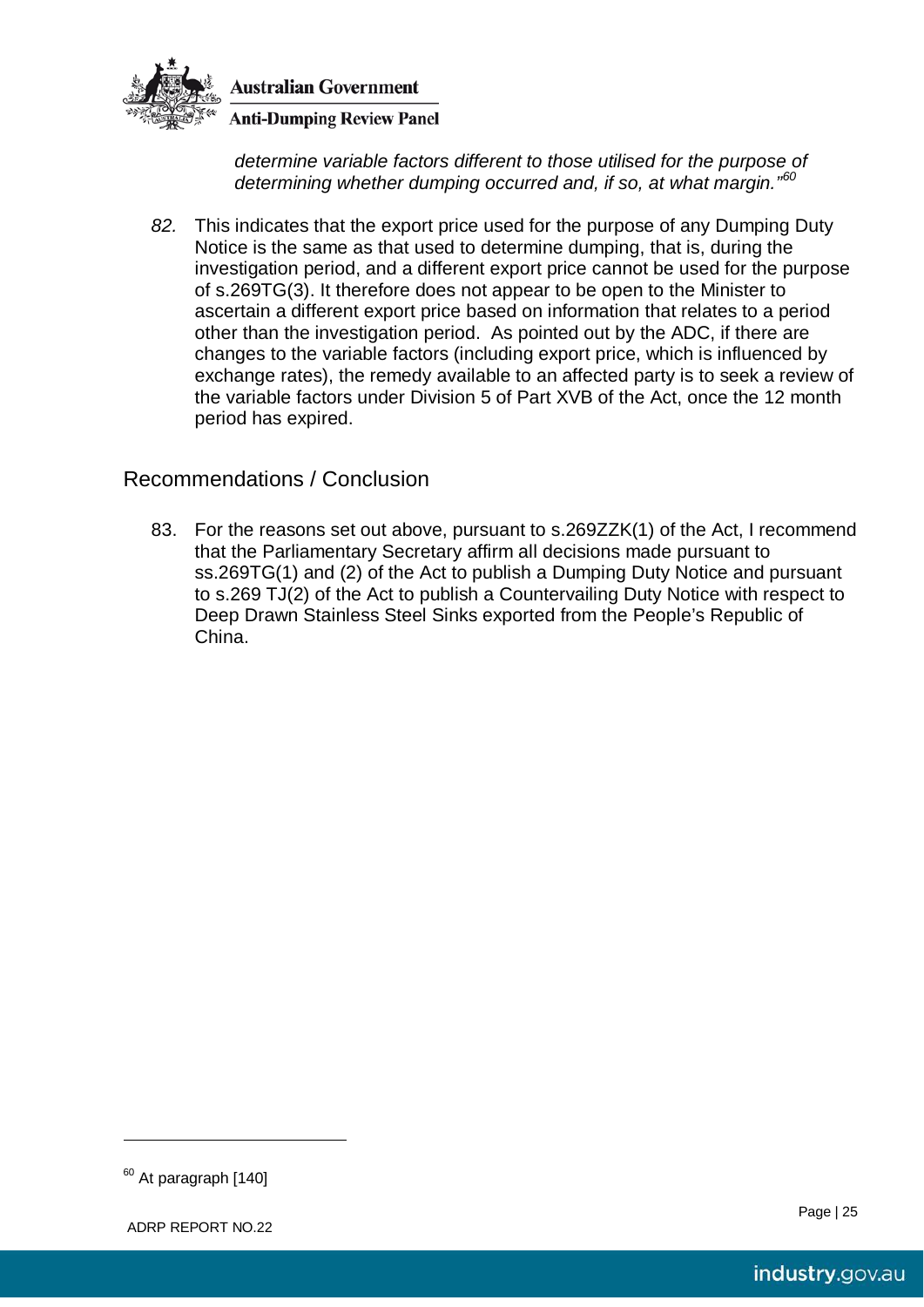*determine variable factors different to those utilised for the purpose of determining whether dumping occurred and, if so, at what margin."*[60]

*82.* This indicates that the export price used for the purpose of any Dumping Duty Notice is the same as that used to determine dumping, that is, during the investigation period, and a different export price cannot be used for the purpose of s.269TG(3). It therefore does not appear to be open to the Minister to ascertain a different export price based on information that relates to a period other than the investigation period. As pointed out by the ADC, if there are changes to the variable factors (including export price, which is influenced by exchange rates), the remedy available to an affected party is to seek a review of the variable factors under Division 5 of Part XVB of the Act, once the 12 month period has expired.

## Recommendations / Conclusion

83. For the reasons set out above, pursuant to s.269ZZK(1) of the Act, I recommend that the Parliamentary Secretary affirm all decisions made pursuant to ss.269TG(1) and (2) of the Act to publish a Dumping Duty Notice and pursuant to s.269 TJ(2) of the Act to publish a Countervailing Duty Notice with respect to Deep Drawn Stainless Steel Sinks exported from the People's Republic of China.

---

[60] At paragraph [140]